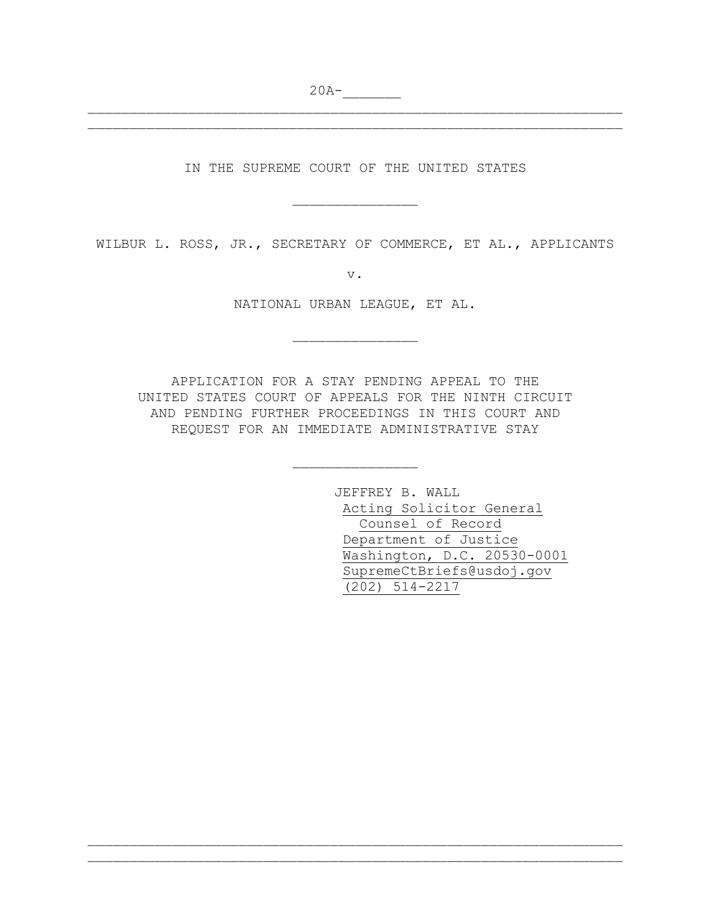20A-_______

IN THE SUPREME COURT OF THE UNITED STATES

_______________

WILBUR L. ROSS, JR., SECRETARY OF COMMERCE, ET AL., APPLICANTS

v.

NATIONAL URBAN LEAGUE, ET AL.

_______________

APPLICATION FOR A STAY PENDING APPEAL TO THE UNITED STATES COURT OF APPEALS FOR THE NINTH CIRCUIT AND PENDING FURTHER PROCEEDINGS IN THIS COURT AND REQUEST FOR AN IMMEDIATE ADMINISTRATIVE STAY

_______________

JEFFREY B. WALL
Acting Solicitor General
Counsel of Record
Department of Justice
Washington, D.C. 20530-0001
SupremeCtBriefs@usdoj.gov
(202) 514-2217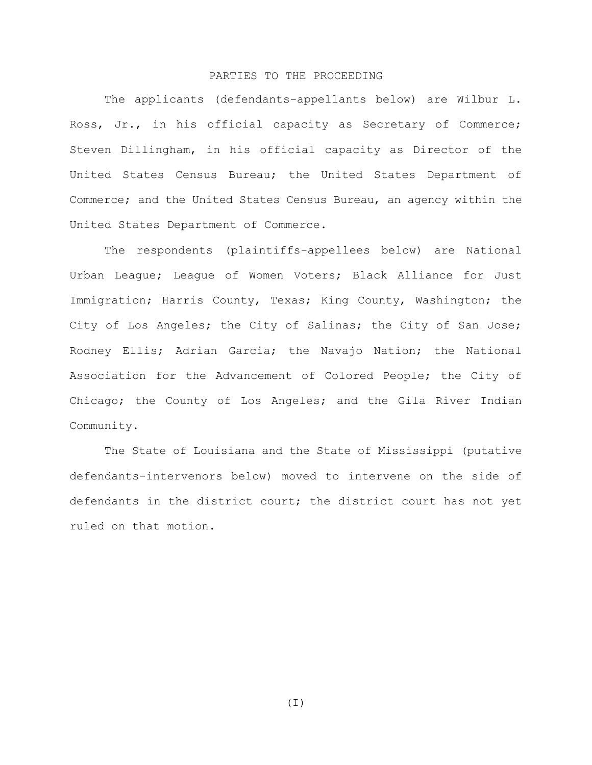# PARTIES TO THE PROCEEDING

The applicants (defendants-appellants below) are Wilbur L. Ross, Jr., in his official capacity as Secretary of Commerce; Steven Dillingham, in his official capacity as Director of the United States Census Bureau; the United States Department of Commerce; and the United States Census Bureau, an agency within the United States Department of Commerce.

The respondents (plaintiffs-appellees below) are National Urban League; League of Women Voters; Black Alliance for Just Immigration; Harris County, Texas; King County, Washington; the City of Los Angeles; the City of Salinas; the City of San Jose; Rodney Ellis; Adrian Garcia; the Navajo Nation; the National Association for the Advancement of Colored People; the City of Chicago; the County of Los Angeles; and the Gila River Indian Community.

The State of Louisiana and the State of Mississippi (putative defendants-intervenors below) moved to intervene on the side of defendants in the district court; the district court has not yet ruled on that motion.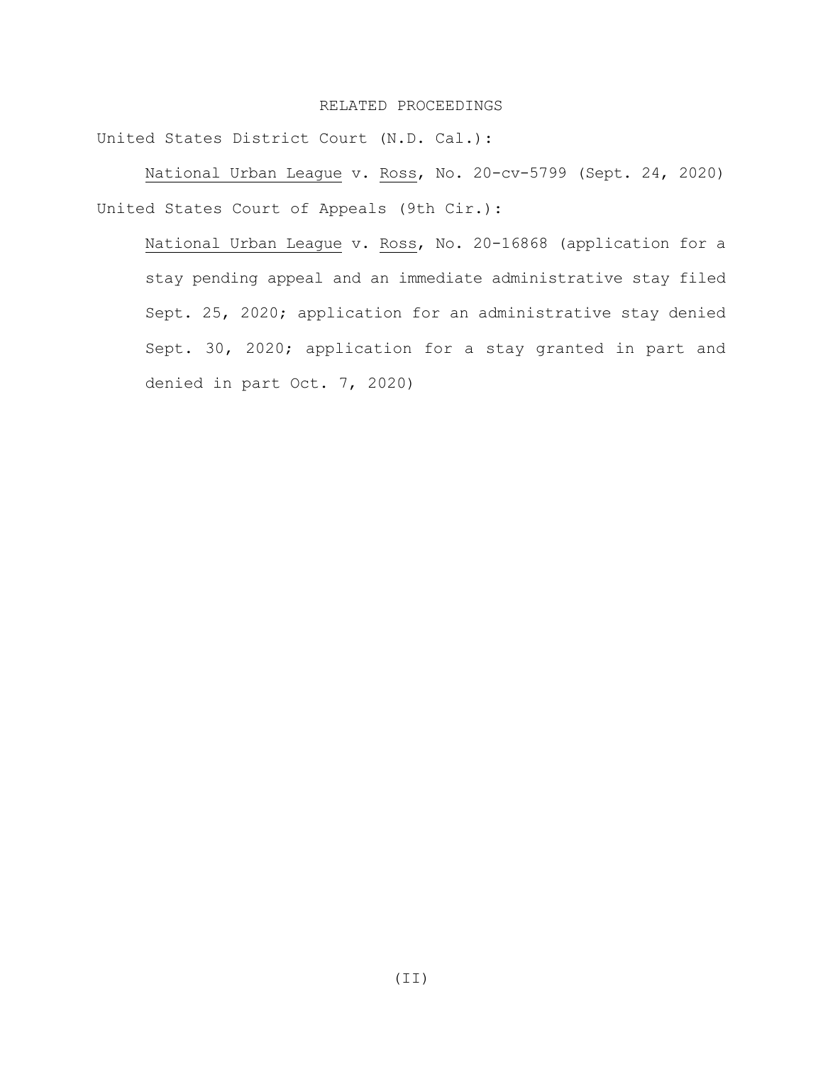# RELATED PROCEEDINGS

United States District Court (N.D. Cal.):

National Urban League v. Ross, No. 20-cv-5799 (Sept. 24, 2020)

United States Court of Appeals (9th Cir.):

National Urban League v. Ross, No. 20-16868 (application for a stay pending appeal and an immediate administrative stay filed Sept. 25, 2020; application for an administrative stay denied Sept. 30, 2020; application for a stay granted in part and denied in part Oct. 7, 2020)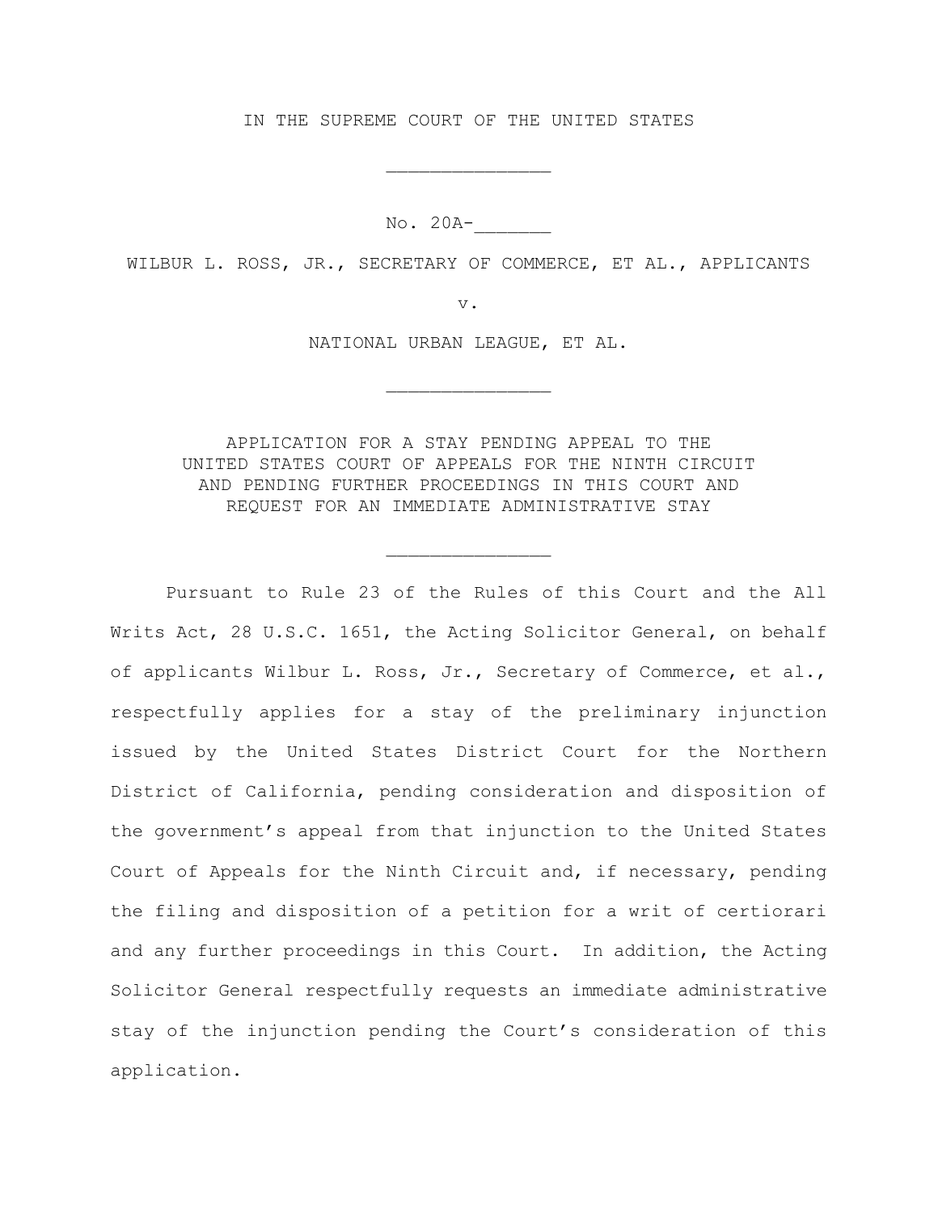IN THE SUPREME COURT OF THE UNITED STATES

---

No. 20A-_______

WILBUR L. ROSS, JR., SECRETARY OF COMMERCE, ET AL., APPLICANTS

v.

NATIONAL URBAN LEAGUE, ET AL.

---

APPLICATION FOR A STAY PENDING APPEAL TO THE UNITED STATES COURT OF APPEALS FOR THE NINTH CIRCUIT AND PENDING FURTHER PROCEEDINGS IN THIS COURT AND REQUEST FOR AN IMMEDIATE ADMINISTRATIVE STAY

---

Pursuant to Rule 23 of the Rules of this Court and the All Writs Act, 28 U.S.C. 1651, the Acting Solicitor General, on behalf of applicants Wilbur L. Ross, Jr., Secretary of Commerce, et al., respectfully applies for a stay of the preliminary injunction issued by the United States District Court for the Northern District of California, pending consideration and disposition of the government's appeal from that injunction to the United States Court of Appeals for the Ninth Circuit and, if necessary, pending the filing and disposition of a petition for a writ of certiorari and any further proceedings in this Court. In addition, the Acting Solicitor General respectfully requests an immediate administrative stay of the injunction pending the Court's consideration of this application.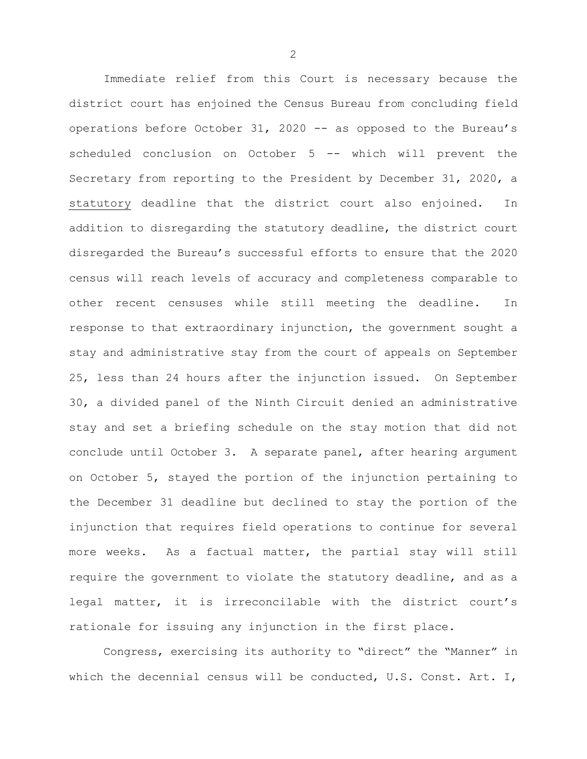Immediate relief from this Court is necessary because the district court has enjoined the Census Bureau from concluding field operations before October 31, 2020 -- as opposed to the Bureau's scheduled conclusion on October 5 -- which will prevent the Secretary from reporting to the President by December 31, 2020, a statutory deadline that the district court also enjoined. In addition to disregarding the statutory deadline, the district court disregarded the Bureau's successful efforts to ensure that the 2020 census will reach levels of accuracy and completeness comparable to other recent censuses while still meeting the deadline. In response to that extraordinary injunction, the government sought a stay and administrative stay from the court of appeals on September 25, less than 24 hours after the injunction issued. On September 30, a divided panel of the Ninth Circuit denied an administrative stay and set a briefing schedule on the stay motion that did not conclude until October 3. A separate panel, after hearing argument on October 5, stayed the portion of the injunction pertaining to the December 31 deadline but declined to stay the portion of the injunction that requires field operations to continue for several more weeks. As a factual matter, the partial stay will still require the government to violate the statutory deadline, and as a legal matter, it is irreconcilable with the district court's rationale for issuing any injunction in the first place.

Congress, exercising its authority to "direct" the "Manner" in which the decennial census will be conducted, U.S. Const. Art. I,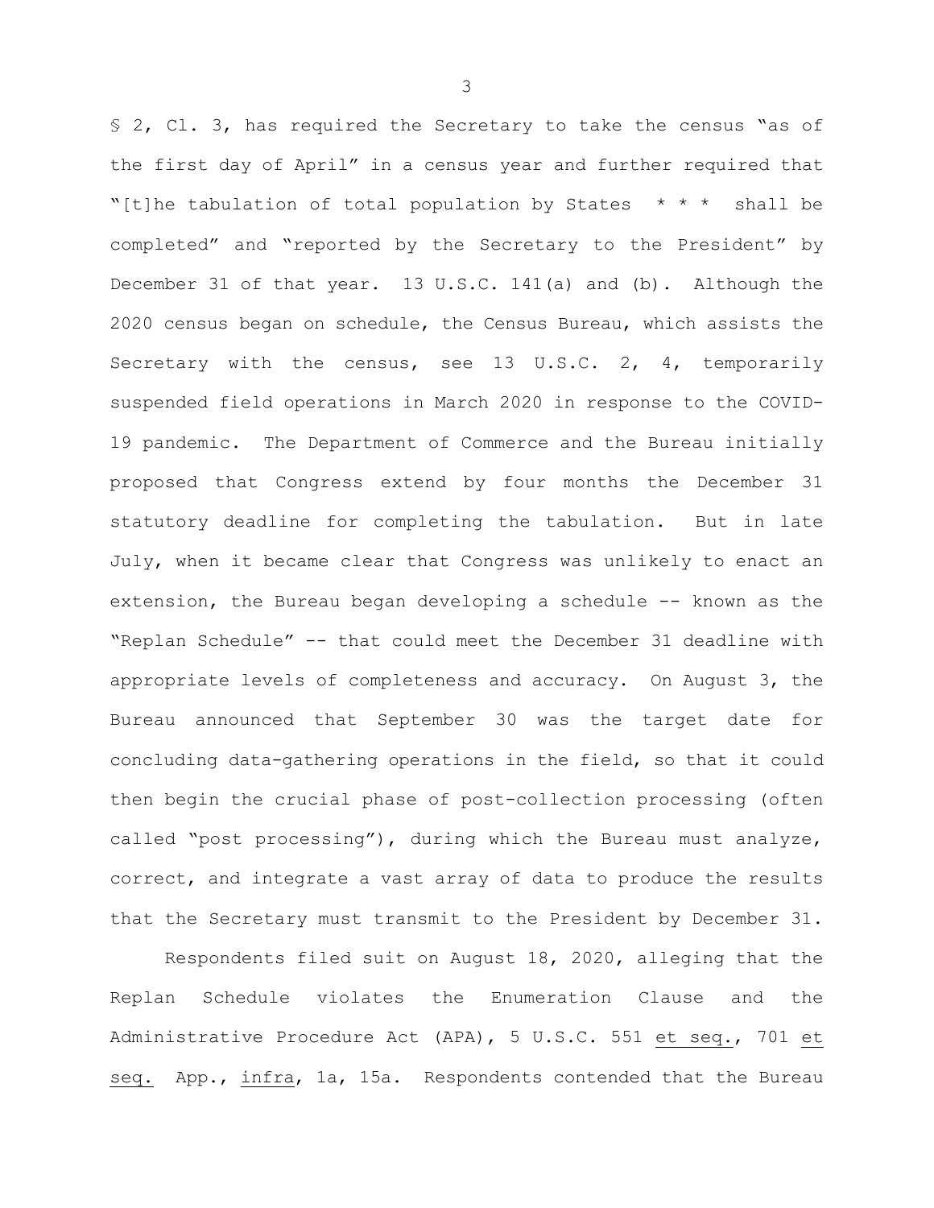§ 2, Cl. 3, has required the Secretary to take the census "as of the first day of April" in a census year and further required that "[t]he tabulation of total population by States * * * shall be completed" and "reported by the Secretary to the President" by December 31 of that year. 13 U.S.C. 141(a) and (b). Although the 2020 census began on schedule, the Census Bureau, which assists the Secretary with the census, see 13 U.S.C. 2, 4, temporarily suspended field operations in March 2020 in response to the COVID-19 pandemic. The Department of Commerce and the Bureau initially proposed that Congress extend by four months the December 31 statutory deadline for completing the tabulation. But in late July, when it became clear that Congress was unlikely to enact an extension, the Bureau began developing a schedule -- known as the "Replan Schedule" -- that could meet the December 31 deadline with appropriate levels of completeness and accuracy. On August 3, the Bureau announced that September 30 was the target date for concluding data-gathering operations in the field, so that it could then begin the crucial phase of post-collection processing (often called "post processing"), during which the Bureau must analyze, correct, and integrate a vast array of data to produce the results that the Secretary must transmit to the President by December 31.

Respondents filed suit on August 18, 2020, alleging that the Replan Schedule violates the Enumeration Clause and the Administrative Procedure Act (APA), 5 U.S.C. 551 et seq., 701 et seq. App., infra, 1a, 15a. Respondents contended that the Bureau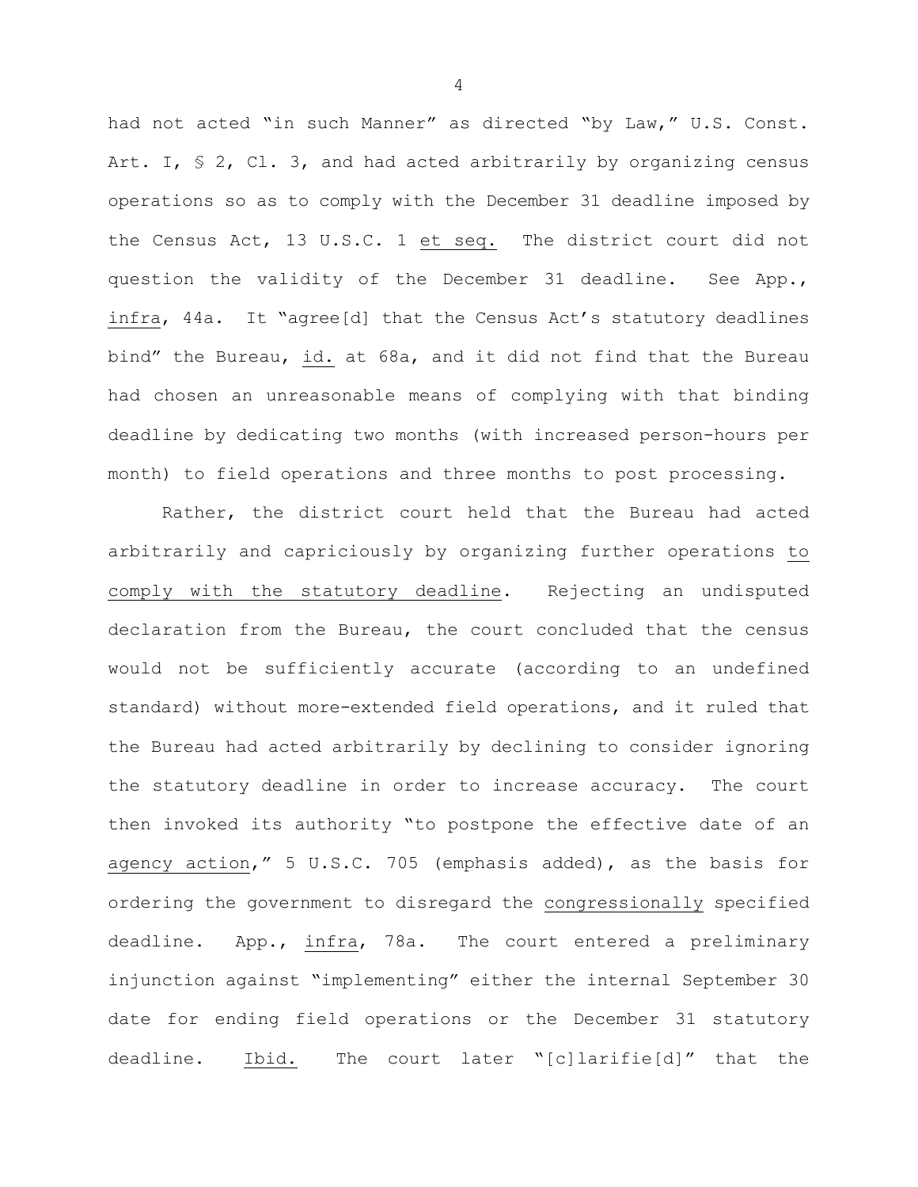had not acted "in such Manner" as directed "by Law," U.S. Const. Art. I, § 2, Cl. 3, and had acted arbitrarily by organizing census operations so as to comply with the December 31 deadline imposed by the Census Act, 13 U.S.C. 1 _et seq._ The district court did not question the validity of the December 31 deadline. See App., _infra_, 44a. It "agree[d] that the Census Act's statutory deadlines bind" the Bureau, _id._ at 68a, and it did not find that the Bureau had chosen an unreasonable means of complying with that binding deadline by dedicating two months (with increased person-hours per month) to field operations and three months to post processing.

Rather, the district court held that the Bureau had acted arbitrarily and capriciously by organizing further operations _to comply with the statutory deadline_. Rejecting an undisputed declaration from the Bureau, the court concluded that the census would not be sufficiently accurate (according to an undefined standard) without more-extended field operations, and it ruled that the Bureau had acted arbitrarily by declining to consider ignoring the statutory deadline in order to increase accuracy. The court then invoked its authority "to postpone the effective date of an _agency action_," 5 U.S.C. 705 (emphasis added), as the basis for ordering the government to disregard the _congressionally_ specified deadline. App., _infra_, 78a. The court entered a preliminary injunction against "implementing" either the internal September 30 date for ending field operations or the December 31 statutory deadline. _Ibid._ The court later "[c]larifie[d]" that the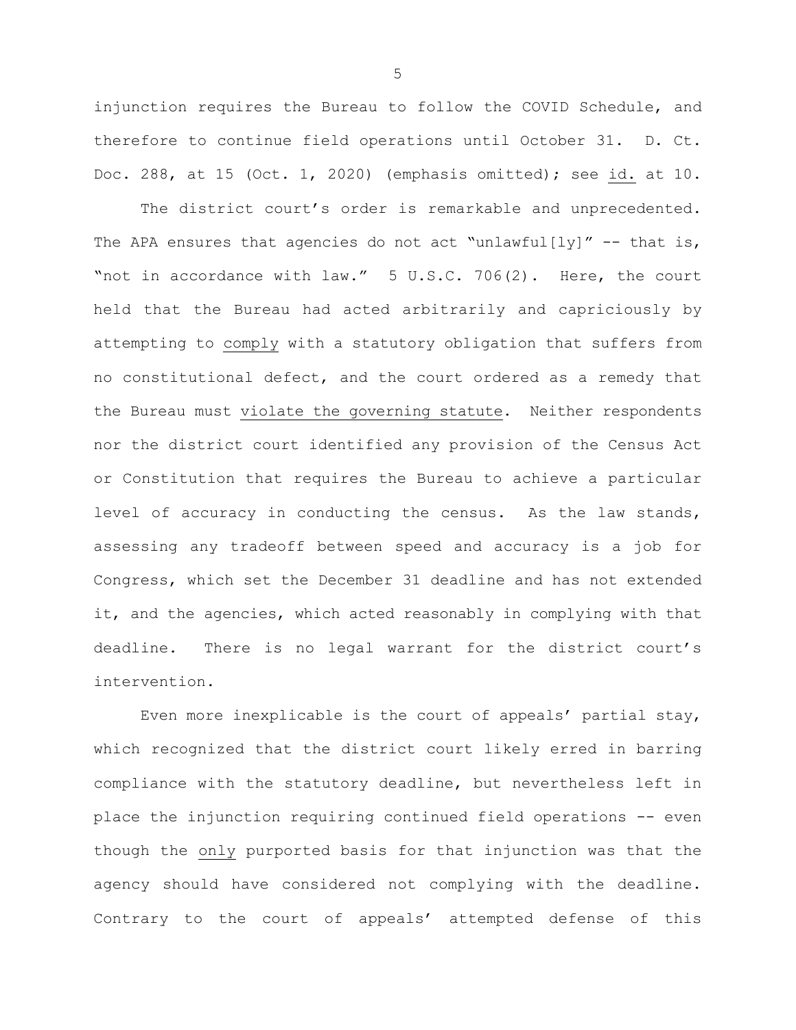injunction requires the Bureau to follow the COVID Schedule, and therefore to continue field operations until October 31. D. Ct. Doc. 288, at 15 (Oct. 1, 2020) (emphasis omitted); see id. at 10.

The district court's order is remarkable and unprecedented. The APA ensures that agencies do not act "unlawful[ly]" -- that is, "not in accordance with law." 5 U.S.C. 706(2). Here, the court held that the Bureau had acted arbitrarily and capriciously by attempting to comply with a statutory obligation that suffers from no constitutional defect, and the court ordered as a remedy that the Bureau must violate the governing statute. Neither respondents nor the district court identified any provision of the Census Act or Constitution that requires the Bureau to achieve a particular level of accuracy in conducting the census. As the law stands, assessing any tradeoff between speed and accuracy is a job for Congress, which set the December 31 deadline and has not extended it, and the agencies, which acted reasonably in complying with that deadline. There is no legal warrant for the district court's intervention.

Even more inexplicable is the court of appeals' partial stay, which recognized that the district court likely erred in barring compliance with the statutory deadline, but nevertheless left in place the injunction requiring continued field operations -- even though the only purported basis for that injunction was that the agency should have considered not complying with the deadline. Contrary to the court of appeals' attempted defense of this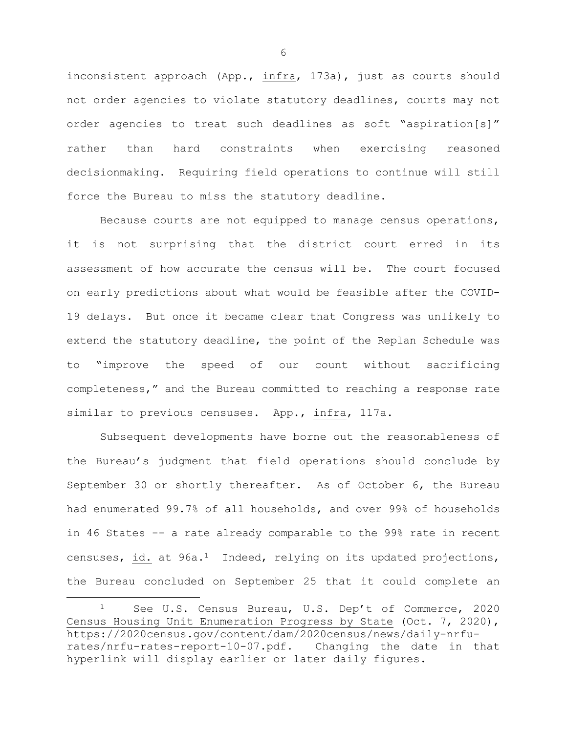inconsistent approach (App., infra, 173a), just as courts should not order agencies to violate statutory deadlines, courts may not order agencies to treat such deadlines as soft "aspiration[s]" rather than hard constraints when exercising reasoned decisionmaking. Requiring field operations to continue will still force the Bureau to miss the statutory deadline.

Because courts are not equipped to manage census operations, it is not surprising that the district court erred in its assessment of how accurate the census will be. The court focused on early predictions about what would be feasible after the COVID-19 delays. But once it became clear that Congress was unlikely to extend the statutory deadline, the point of the Replan Schedule was to "improve the speed of our count without sacrificing completeness," and the Bureau committed to reaching a response rate similar to previous censuses. App., infra, 117a.

Subsequent developments have borne out the reasonableness of the Bureau's judgment that field operations should conclude by September 30 or shortly thereafter. As of October 6, the Bureau had enumerated 99.7% of all households, and over 99% of households in 46 States -- a rate already comparable to the 99% rate in recent censuses, id. at 96a.[1] Indeed, relying on its updated projections, the Bureau concluded on September 25 that it could complete an

---

[1] See U.S. Census Bureau, U.S. Dep't of Commerce, 2020 Census Housing Unit Enumeration Progress by State (Oct. 7, 2020), https://2020census.gov/content/dam/2020census/news/daily-nrfu-rates/nrfu-rates-report-10-07.pdf. Changing the date in that hyperlink will display earlier or later daily figures.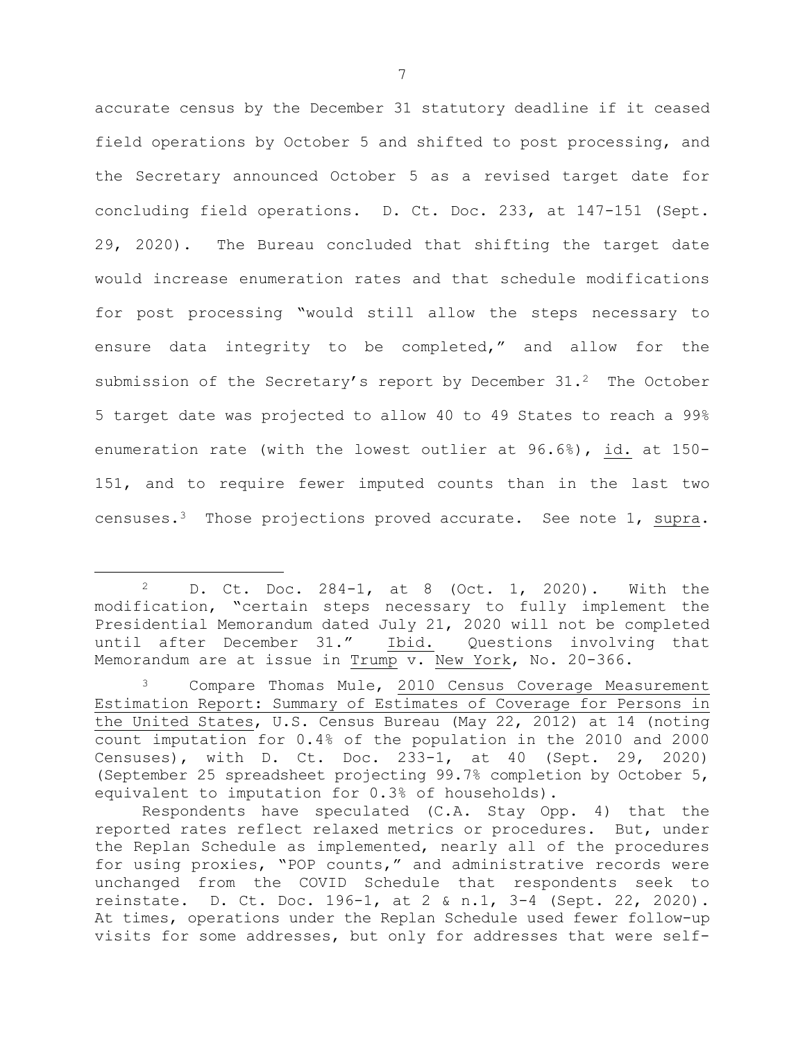accurate census by the December 31 statutory deadline if it ceased field operations by October 5 and shifted to post processing, and the Secretary announced October 5 as a revised target date for concluding field operations. D. Ct. Doc. 233, at 147-151 (Sept. 29, 2020). The Bureau concluded that shifting the target date would increase enumeration rates and that schedule modifications for post processing "would still allow the steps necessary to ensure data integrity to be completed," and allow for the submission of the Secretary's report by December 31.[2] The October 5 target date was projected to allow 40 to 49 States to reach a 99% enumeration rate (with the lowest outlier at 96.6%), id. at 150-151, and to require fewer imputed counts than in the last two censuses.[3] Those projections proved accurate. See note 1, supra.

---

[2] D. Ct. Doc. 284-1, at 8 (Oct. 1, 2020). With the modification, "certain steps necessary to fully implement the Presidential Memorandum dated July 21, 2020 will not be completed until after December 31." Ibid. Questions involving that Memorandum are at issue in Trump v. New York, No. 20-366.

[3] Compare Thomas Mule, 2010 Census Coverage Measurement Estimation Report: Summary of Estimates of Coverage for Persons in the United States, U.S. Census Bureau (May 22, 2012) at 14 (noting count imputation for 0.4% of the population in the 2010 and 2000 Censuses), with D. Ct. Doc. 233-1, at 40 (Sept. 29, 2020) (September 25 spreadsheet projecting 99.7% completion by October 5, equivalent to imputation for 0.3% of households).

Respondents have speculated (C.A. Stay Opp. 4) that the reported rates reflect relaxed metrics or procedures. But, under the Replan Schedule as implemented, nearly all of the procedures for using proxies, "POP counts," and administrative records were unchanged from the COVID Schedule that respondents seek to reinstate. D. Ct. Doc. 196-1, at 2 & n.1, 3-4 (Sept. 22, 2020). At times, operations under the Replan Schedule used fewer follow-up visits for some addresses, but only for addresses that were self-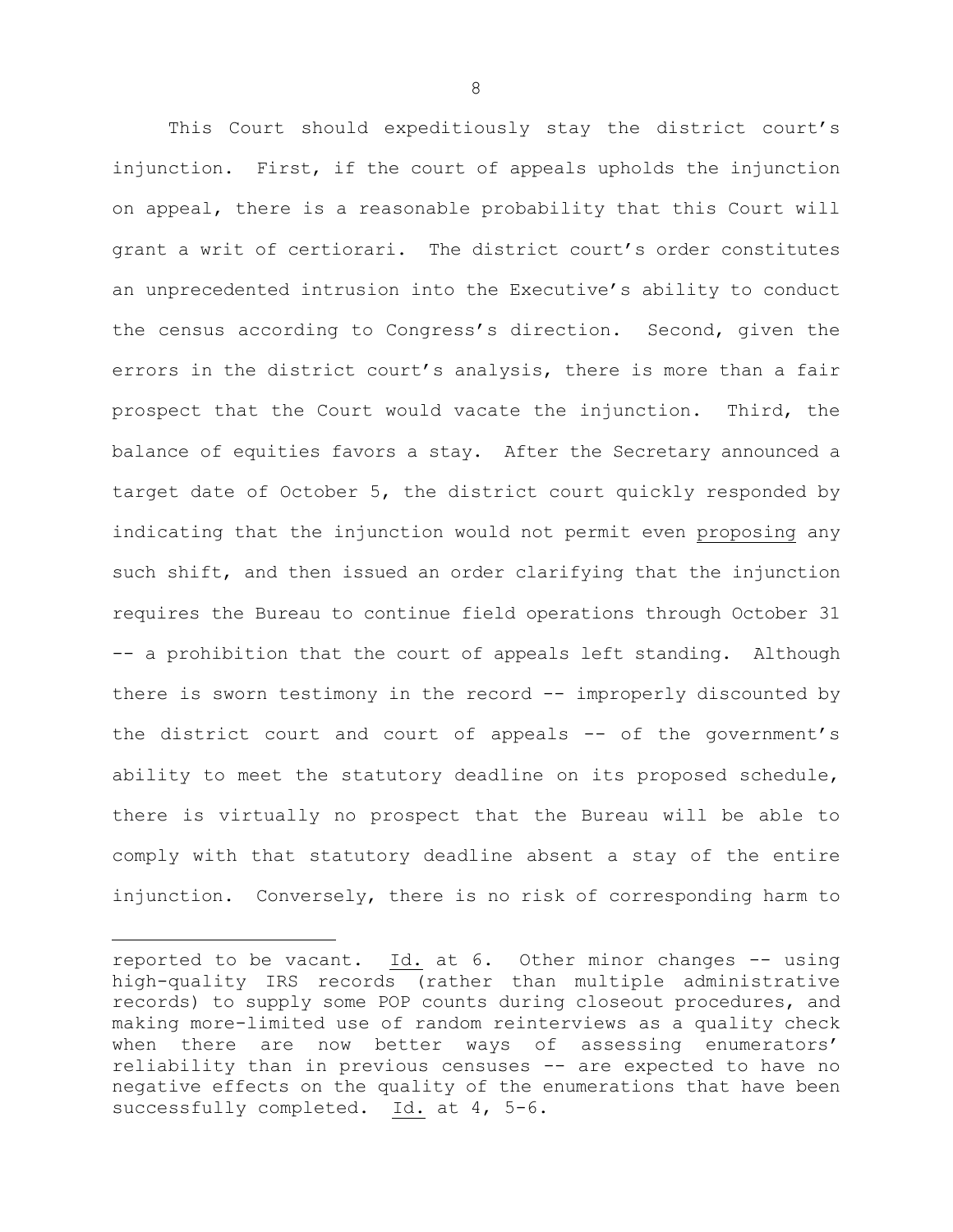This Court should expeditiously stay the district court's injunction. First, if the court of appeals upholds the injunction on appeal, there is a reasonable probability that this Court will grant a writ of certiorari. The district court's order constitutes an unprecedented intrusion into the Executive's ability to conduct the census according to Congress's direction. Second, given the errors in the district court's analysis, there is more than a fair prospect that the Court would vacate the injunction. Third, the balance of equities favors a stay. After the Secretary announced a target date of October 5, the district court quickly responded by indicating that the injunction would not permit even proposing any such shift, and then issued an order clarifying that the injunction requires the Bureau to continue field operations through October 31 -- a prohibition that the court of appeals left standing. Although there is sworn testimony in the record -- improperly discounted by the district court and court of appeals -- of the government's ability to meet the statutory deadline on its proposed schedule, there is virtually no prospect that the Bureau will be able to comply with that statutory deadline absent a stay of the entire injunction. Conversely, there is no risk of corresponding harm to

---

reported to be vacant. Id. at 6. Other minor changes -- using high-quality IRS records (rather than multiple administrative records) to supply some POP counts during closeout procedures, and making more-limited use of random reinterviews as a quality check when there are now better ways of assessing enumerators' reliability than in previous censuses -- are expected to have no negative effects on the quality of the enumerations that have been successfully completed. Id. at 4, 5-6.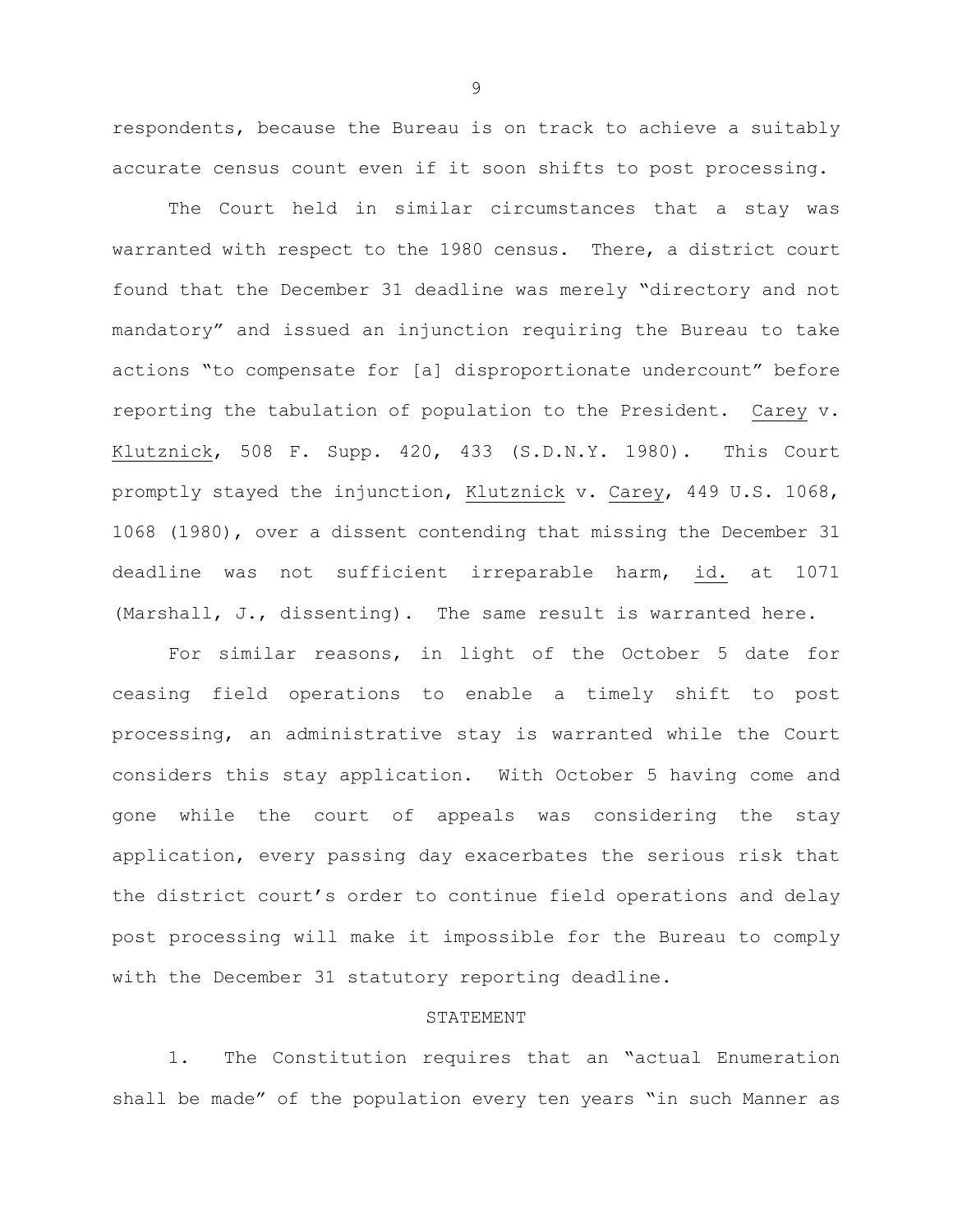respondents, because the Bureau is on track to achieve a suitably accurate census count even if it soon shifts to post processing.

The Court held in similar circumstances that a stay was warranted with respect to the 1980 census. There, a district court found that the December 31 deadline was merely "directory and not mandatory" and issued an injunction requiring the Bureau to take actions "to compensate for [a] disproportionate undercount" before reporting the tabulation of population to the President. Carey v. Klutznick, 508 F. Supp. 420, 433 (S.D.N.Y. 1980). This Court promptly stayed the injunction, Klutznick v. Carey, 449 U.S. 1068, 1068 (1980), over a dissent contending that missing the December 31 deadline was not sufficient irreparable harm, id. at 1071 (Marshall, J., dissenting). The same result is warranted here.

For similar reasons, in light of the October 5 date for ceasing field operations to enable a timely shift to post processing, an administrative stay is warranted while the Court considers this stay application. With October 5 having come and gone while the court of appeals was considering the stay application, every passing day exacerbates the serious risk that the district court's order to continue field operations and delay post processing will make it impossible for the Bureau to comply with the December 31 statutory reporting deadline.

## STATEMENT

1. The Constitution requires that an "actual Enumeration shall be made" of the population every ten years "in such Manner as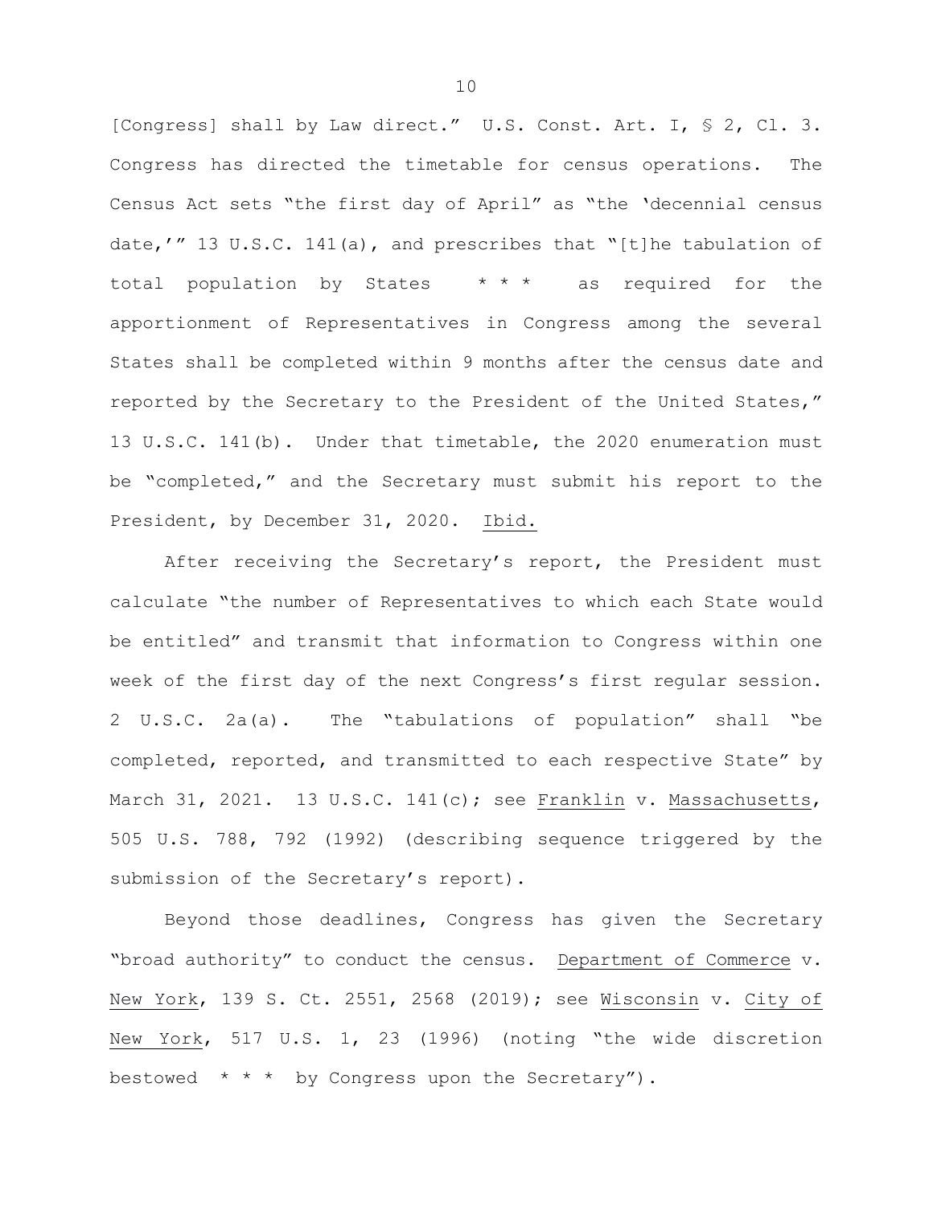[Congress] shall by Law direct." U.S. Const. Art. I, § 2, Cl. 3. Congress has directed the timetable for census operations. The Census Act sets "the first day of April" as "the 'decennial census date,'" 13 U.S.C. 141(a), and prescribes that "[t]he tabulation of total population by States * * * as required for the apportionment of Representatives in Congress among the several States shall be completed within 9 months after the census date and reported by the Secretary to the President of the United States," 13 U.S.C. 141(b). Under that timetable, the 2020 enumeration must be "completed," and the Secretary must submit his report to the President, by December 31, 2020. Ibid.

After receiving the Secretary's report, the President must calculate "the number of Representatives to which each State would be entitled" and transmit that information to Congress within one week of the first day of the next Congress's first regular session. 2 U.S.C. 2a(a). The "tabulations of population" shall "be completed, reported, and transmitted to each respective State" by March 31, 2021. 13 U.S.C. 141(c); see Franklin v. Massachusetts, 505 U.S. 788, 792 (1992) (describing sequence triggered by the submission of the Secretary's report).

Beyond those deadlines, Congress has given the Secretary "broad authority" to conduct the census. Department of Commerce v. New York, 139 S. Ct. 2551, 2568 (2019); see Wisconsin v. City of New York, 517 U.S. 1, 23 (1996) (noting "the wide discretion bestowed * * * by Congress upon the Secretary").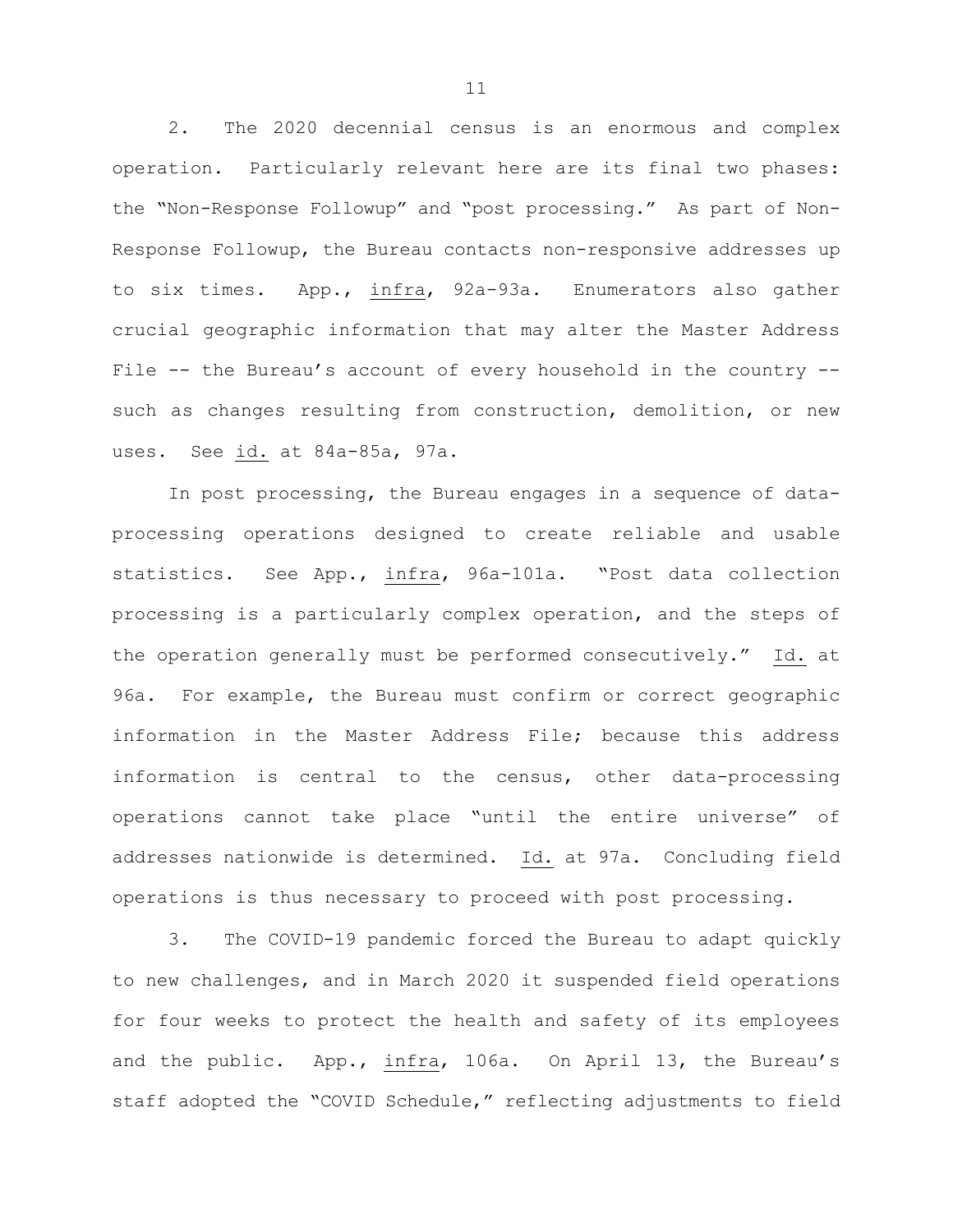2. The 2020 decennial census is an enormous and complex operation. Particularly relevant here are its final two phases: the "Non-Response Followup" and "post processing." As part of Non-Response Followup, the Bureau contacts non-responsive addresses up to six times. App., _infra_, 92a-93a. Enumerators also gather crucial geographic information that may alter the Master Address File -- the Bureau's account of every household in the country -- such as changes resulting from construction, demolition, or new uses. See _id._ at 84a-85a, 97a.

In post processing, the Bureau engages in a sequence of data-processing operations designed to create reliable and usable statistics. See App., _infra_, 96a-101a. "Post data collection processing is a particularly complex operation, and the steps of the operation generally must be performed consecutively." _Id._ at 96a. For example, the Bureau must confirm or correct geographic information in the Master Address File; because this address information is central to the census, other data-processing operations cannot take place "until the entire universe" of addresses nationwide is determined. _Id._ at 97a. Concluding field operations is thus necessary to proceed with post processing.

3. The COVID-19 pandemic forced the Bureau to adapt quickly to new challenges, and in March 2020 it suspended field operations for four weeks to protect the health and safety of its employees and the public. App., _infra_, 106a. On April 13, the Bureau's staff adopted the "COVID Schedule," reflecting adjustments to field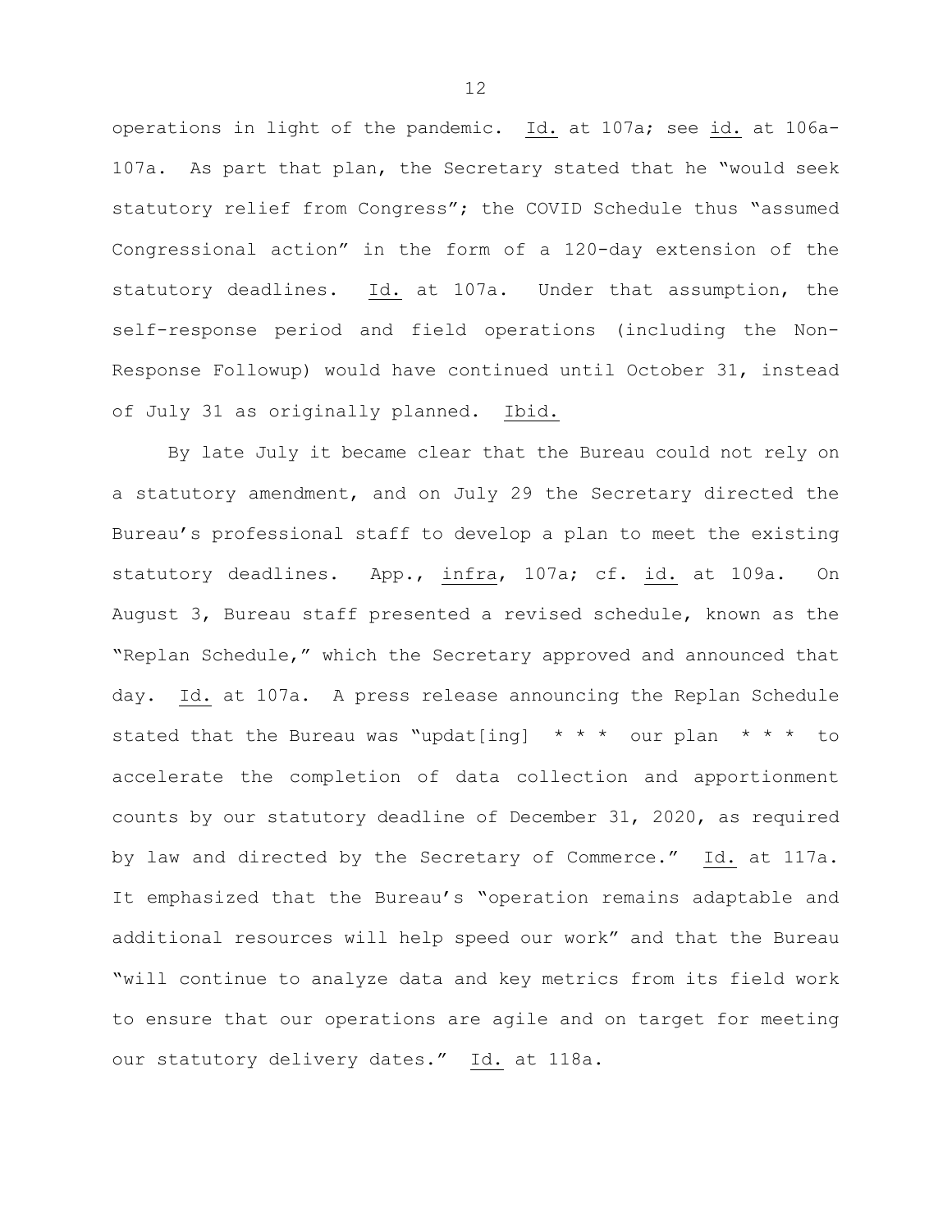operations in light of the pandemic. Id. at 107a; see id. at 106a-107a. As part that plan, the Secretary stated that he "would seek statutory relief from Congress"; the COVID Schedule thus "assumed Congressional action" in the form of a 120-day extension of the statutory deadlines. Id. at 107a. Under that assumption, the self-response period and field operations (including the Non-Response Followup) would have continued until October 31, instead of July 31 as originally planned. Ibid.

By late July it became clear that the Bureau could not rely on a statutory amendment, and on July 29 the Secretary directed the Bureau's professional staff to develop a plan to meet the existing statutory deadlines. App., infra, 107a; cf. id. at 109a. On August 3, Bureau staff presented a revised schedule, known as the "Replan Schedule," which the Secretary approved and announced that day. Id. at 107a. A press release announcing the Replan Schedule stated that the Bureau was "updat[ing] * * * our plan * * * to accelerate the completion of data collection and apportionment counts by our statutory deadline of December 31, 2020, as required by law and directed by the Secretary of Commerce." Id. at 117a. It emphasized that the Bureau's "operation remains adaptable and additional resources will help speed our work" and that the Bureau "will continue to analyze data and key metrics from its field work to ensure that our operations are agile and on target for meeting our statutory delivery dates." Id. at 118a.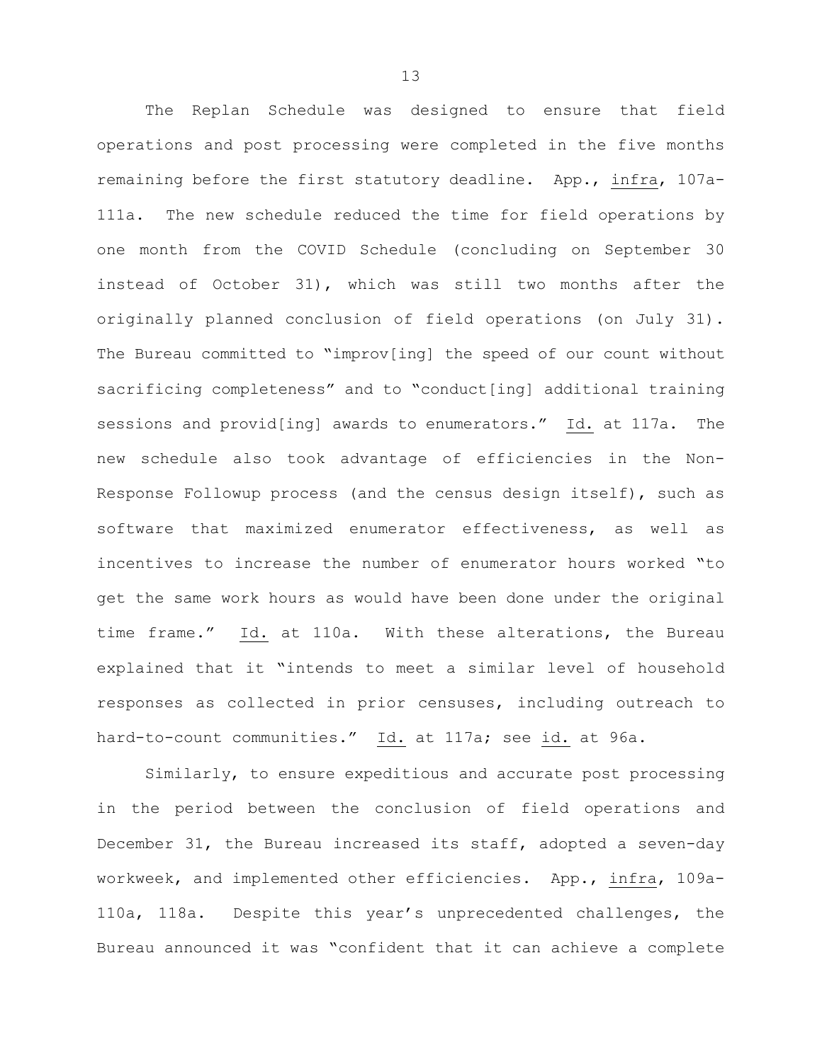The Replan Schedule was designed to ensure that field operations and post processing were completed in the five months remaining before the first statutory deadline. App., infra, 107a-111a. The new schedule reduced the time for field operations by one month from the COVID Schedule (concluding on September 30 instead of October 31), which was still two months after the originally planned conclusion of field operations (on July 31). The Bureau committed to "improv[ing] the speed of our count without sacrificing completeness" and to "conduct[ing] additional training sessions and provid[ing] awards to enumerators." Id. at 117a. The new schedule also took advantage of efficiencies in the Non-Response Followup process (and the census design itself), such as software that maximized enumerator effectiveness, as well as incentives to increase the number of enumerator hours worked "to get the same work hours as would have been done under the original time frame." Id. at 110a. With these alterations, the Bureau explained that it "intends to meet a similar level of household responses as collected in prior censuses, including outreach to hard-to-count communities." Id. at 117a; see id. at 96a.

Similarly, to ensure expeditious and accurate post processing in the period between the conclusion of field operations and December 31, the Bureau increased its staff, adopted a seven-day workweek, and implemented other efficiencies. App., infra, 109a-110a, 118a. Despite this year's unprecedented challenges, the Bureau announced it was "confident that it can achieve a complete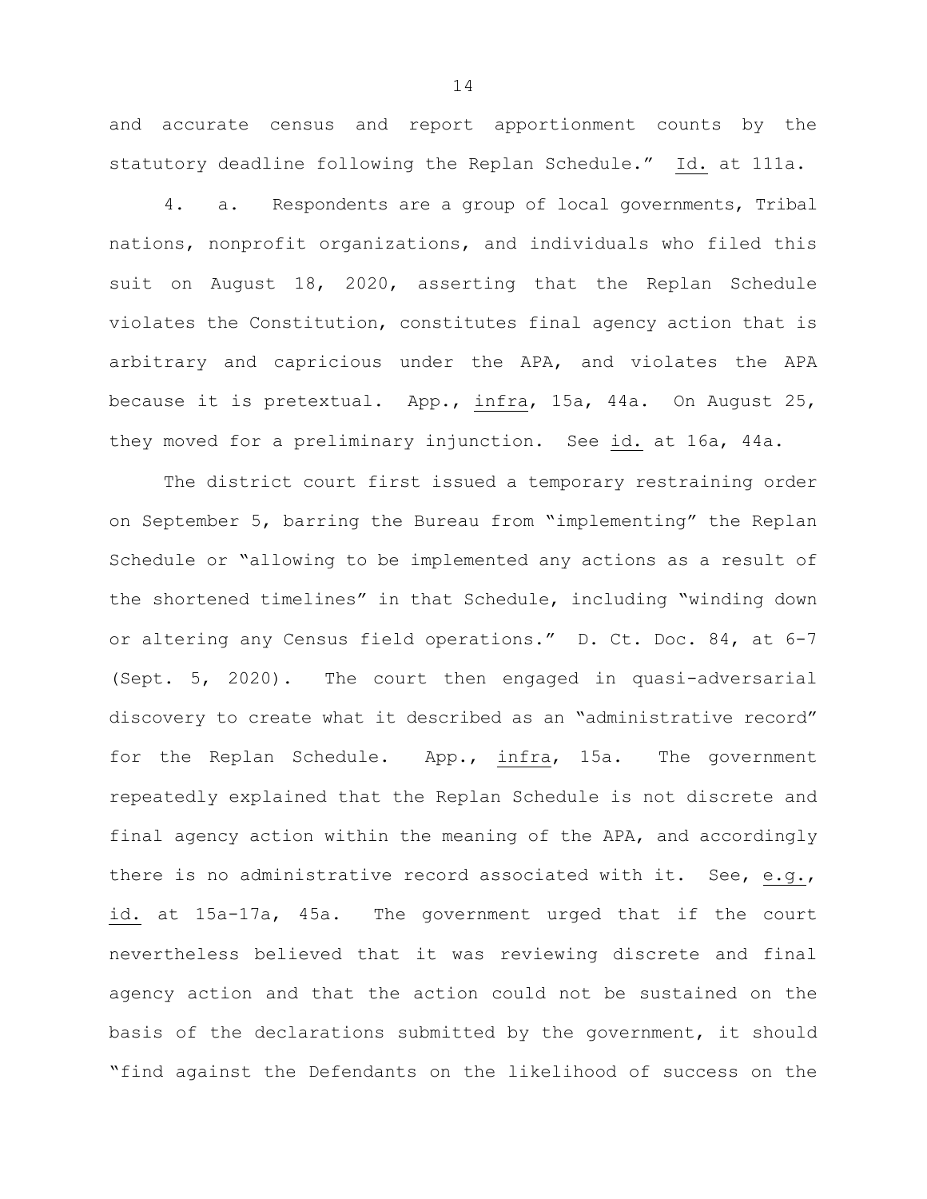and accurate census and report apportionment counts by the statutory deadline following the Replan Schedule." Id. at 111a.

4. a. Respondents are a group of local governments, Tribal nations, nonprofit organizations, and individuals who filed this suit on August 18, 2020, asserting that the Replan Schedule violates the Constitution, constitutes final agency action that is arbitrary and capricious under the APA, and violates the APA because it is pretextual. App., *infra*, 15a, 44a. On August 25, they moved for a preliminary injunction. See *id.* at 16a, 44a.

The district court first issued a temporary restraining order on September 5, barring the Bureau from "implementing" the Replan Schedule or "allowing to be implemented any actions as a result of the shortened timelines" in that Schedule, including "winding down or altering any Census field operations." D. Ct. Doc. 84, at 6-7 (Sept. 5, 2020). The court then engaged in quasi-adversarial discovery to create what it described as an "administrative record" for the Replan Schedule. App., *infra*, 15a. The government repeatedly explained that the Replan Schedule is not discrete and final agency action within the meaning of the APA, and accordingly there is no administrative record associated with it. See, *e.g.*, *id.* at 15a-17a, 45a. The government urged that if the court nevertheless believed that it was reviewing discrete and final agency action and that the action could not be sustained on the basis of the declarations submitted by the government, it should "find against the Defendants on the likelihood of success on the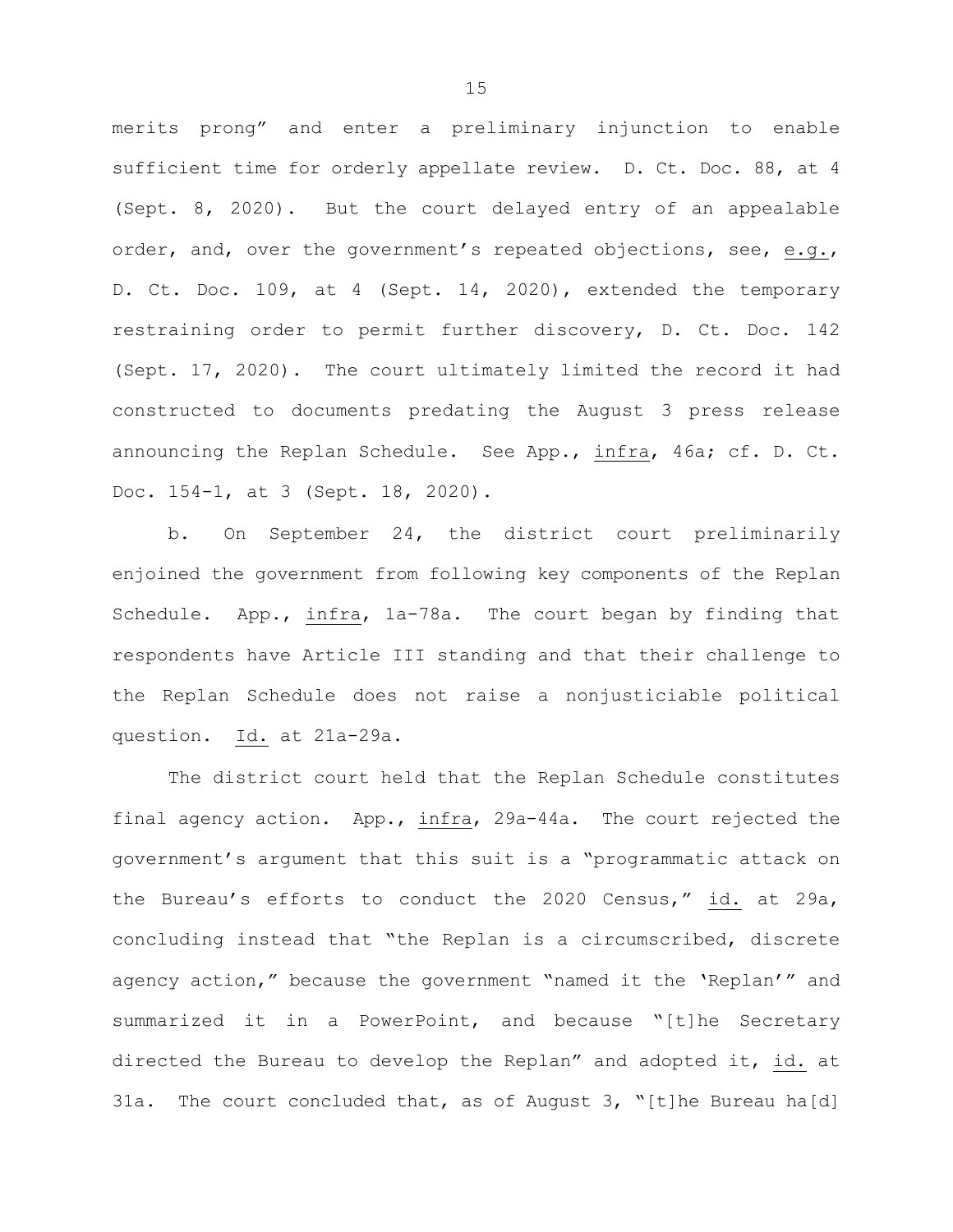merits prong" and enter a preliminary injunction to enable sufficient time for orderly appellate review. D. Ct. Doc. 88, at 4 (Sept. 8, 2020). But the court delayed entry of an appealable order, and, over the government's repeated objections, see, e.g., D. Ct. Doc. 109, at 4 (Sept. 14, 2020), extended the temporary restraining order to permit further discovery, D. Ct. Doc. 142 (Sept. 17, 2020). The court ultimately limited the record it had constructed to documents predating the August 3 press release announcing the Replan Schedule. See App., infra, 46a; cf. D. Ct. Doc. 154-1, at 3 (Sept. 18, 2020).

b. On September 24, the district court preliminarily enjoined the government from following key components of the Replan Schedule. App., infra, 1a-78a. The court began by finding that respondents have Article III standing and that their challenge to the Replan Schedule does not raise a nonjusticiable political question. Id. at 21a-29a.

The district court held that the Replan Schedule constitutes final agency action. App., infra, 29a-44a. The court rejected the government's argument that this suit is a "programmatic attack on the Bureau's efforts to conduct the 2020 Census," id. at 29a, concluding instead that "the Replan is a circumscribed, discrete agency action," because the government "named it the 'Replan'" and summarized it in a PowerPoint, and because "[t]he Secretary directed the Bureau to develop the Replan" and adopted it, id. at 31a. The court concluded that, as of August 3, "[t]he Bureau ha[d]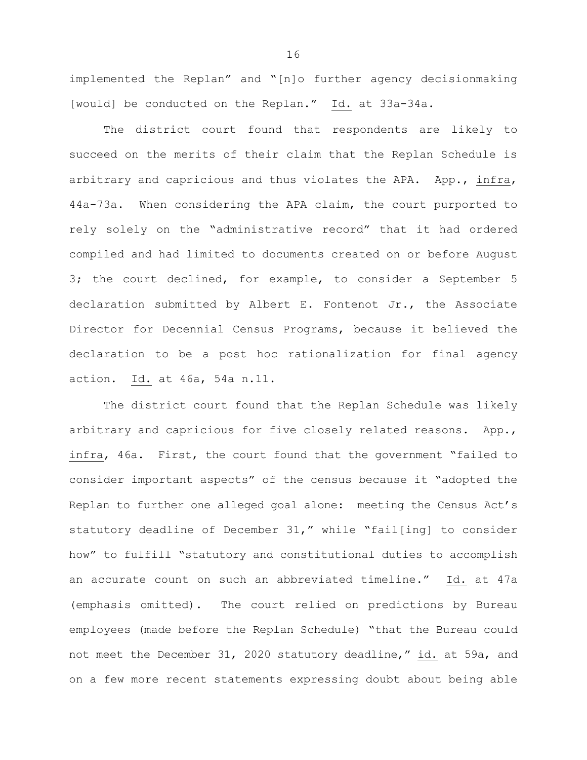implemented the Replan" and "[n]o further agency decisionmaking [would] be conducted on the Replan." Id. at 33a-34a.

The district court found that respondents are likely to succeed on the merits of their claim that the Replan Schedule is arbitrary and capricious and thus violates the APA. App., infra, 44a-73a. When considering the APA claim, the court purported to rely solely on the "administrative record" that it had ordered compiled and had limited to documents created on or before August 3; the court declined, for example, to consider a September 5 declaration submitted by Albert E. Fontenot Jr., the Associate Director for Decennial Census Programs, because it believed the declaration to be a post hoc rationalization for final agency action. Id. at 46a, 54a n.11.

The district court found that the Replan Schedule was likely arbitrary and capricious for five closely related reasons. App., infra, 46a. First, the court found that the government "failed to consider important aspects" of the census because it "adopted the Replan to further one alleged goal alone: meeting the Census Act's statutory deadline of December 31," while "fail[ing] to consider how" to fulfill "statutory and constitutional duties to accomplish an accurate count on such an abbreviated timeline." Id. at 47a (emphasis omitted). The court relied on predictions by Bureau employees (made before the Replan Schedule) "that the Bureau could not meet the December 31, 2020 statutory deadline," id. at 59a, and on a few more recent statements expressing doubt about being able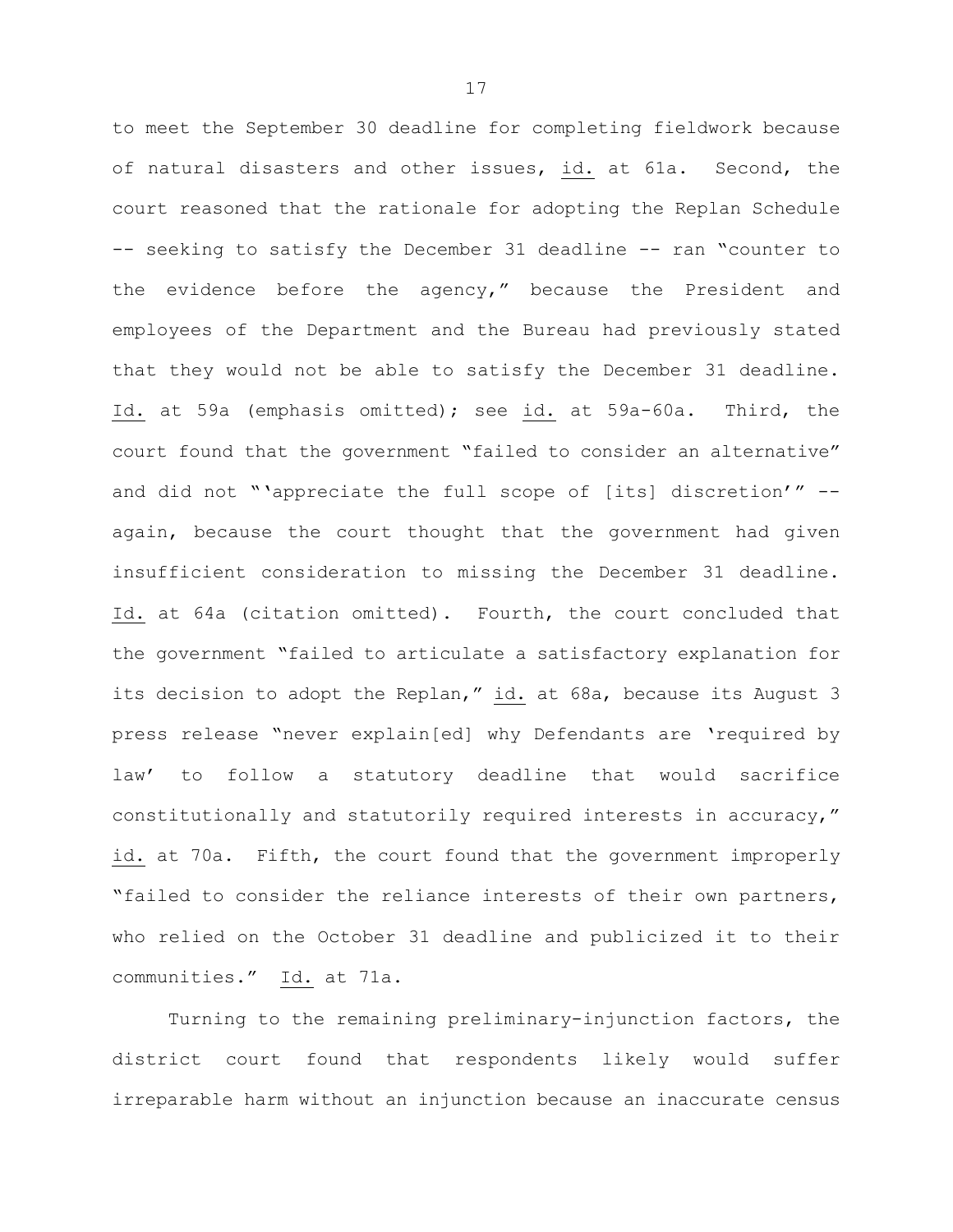to meet the September 30 deadline for completing fieldwork because of natural disasters and other issues, id. at 61a. Second, the court reasoned that the rationale for adopting the Replan Schedule -- seeking to satisfy the December 31 deadline -- ran "counter to the evidence before the agency," because the President and employees of the Department and the Bureau had previously stated that they would not be able to satisfy the December 31 deadline. Id. at 59a (emphasis omitted); see id. at 59a-60a. Third, the court found that the government "failed to consider an alternative" and did not "'appreciate the full scope of [its] discretion'" -- again, because the court thought that the government had given insufficient consideration to missing the December 31 deadline. Id. at 64a (citation omitted). Fourth, the court concluded that the government "failed to articulate a satisfactory explanation for its decision to adopt the Replan," id. at 68a, because its August 3 press release "never explain[ed] why Defendants are 'required by law' to follow a statutory deadline that would sacrifice constitutionally and statutorily required interests in accuracy," id. at 70a. Fifth, the court found that the government improperly "failed to consider the reliance interests of their own partners, who relied on the October 31 deadline and publicized it to their communities." Id. at 71a.

Turning to the remaining preliminary-injunction factors, the district court found that respondents likely would suffer irreparable harm without an injunction because an inaccurate census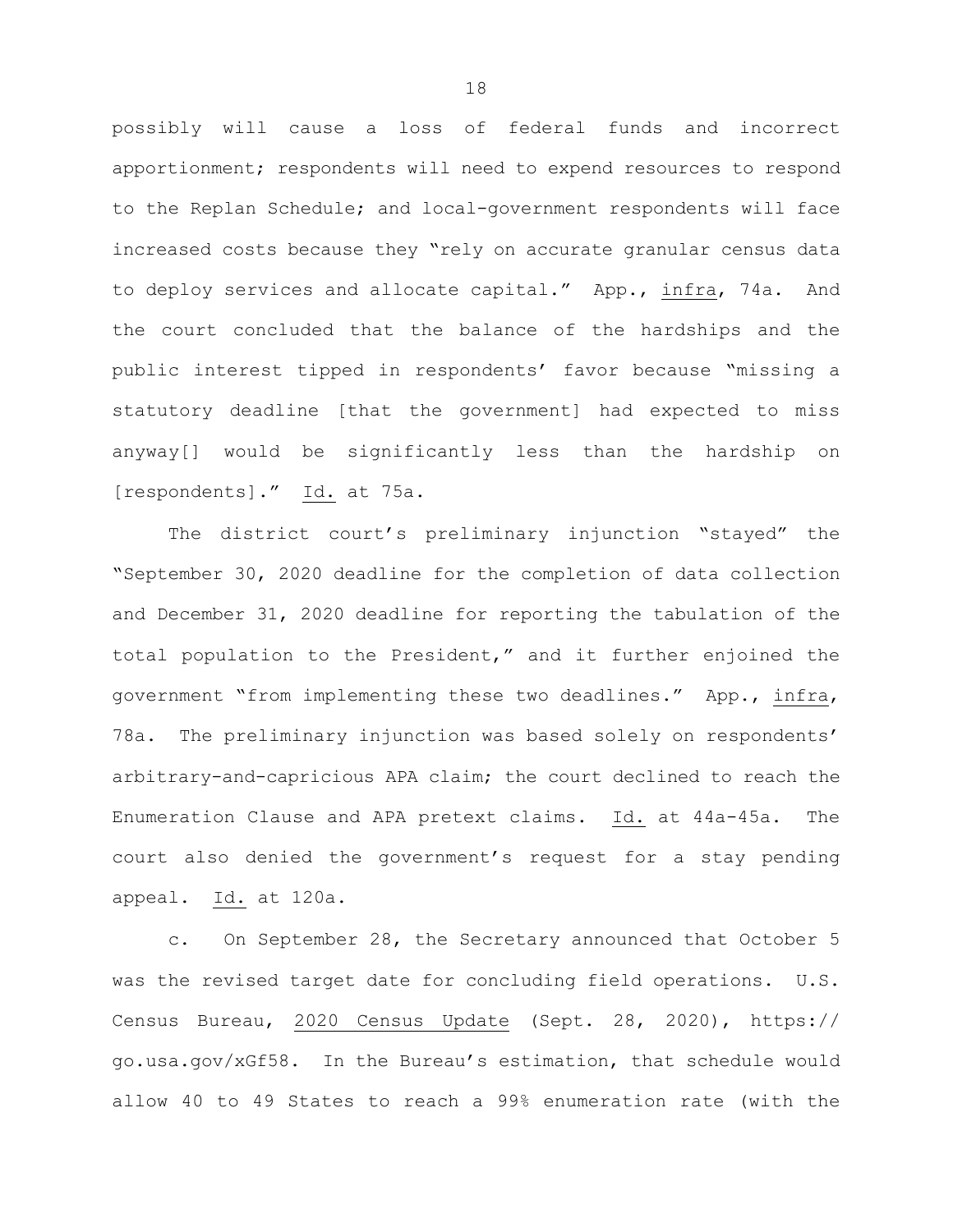possibly will cause a loss of federal funds and incorrect apportionment; respondents will need to expend resources to respond to the Replan Schedule; and local-government respondents will face increased costs because they "rely on accurate granular census data to deploy services and allocate capital." App., infra, 74a. And the court concluded that the balance of the hardships and the public interest tipped in respondents' favor because "missing a statutory deadline [that the government] had expected to miss anyway[] would be significantly less than the hardship on [respondents]." Id. at 75a.

The district court's preliminary injunction "stayed" the "September 30, 2020 deadline for the completion of data collection and December 31, 2020 deadline for reporting the tabulation of the total population to the President," and it further enjoined the government "from implementing these two deadlines." App., infra, 78a. The preliminary injunction was based solely on respondents' arbitrary-and-capricious APA claim; the court declined to reach the Enumeration Clause and APA pretext claims. Id. at 44a-45a. The court also denied the government's request for a stay pending appeal. Id. at 120a.

c. On September 28, the Secretary announced that October 5 was the revised target date for concluding field operations. U.S. Census Bureau, 2020 Census Update (Sept. 28, 2020), https://go.usa.gov/xGf58. In the Bureau's estimation, that schedule would allow 40 to 49 States to reach a 99% enumeration rate (with the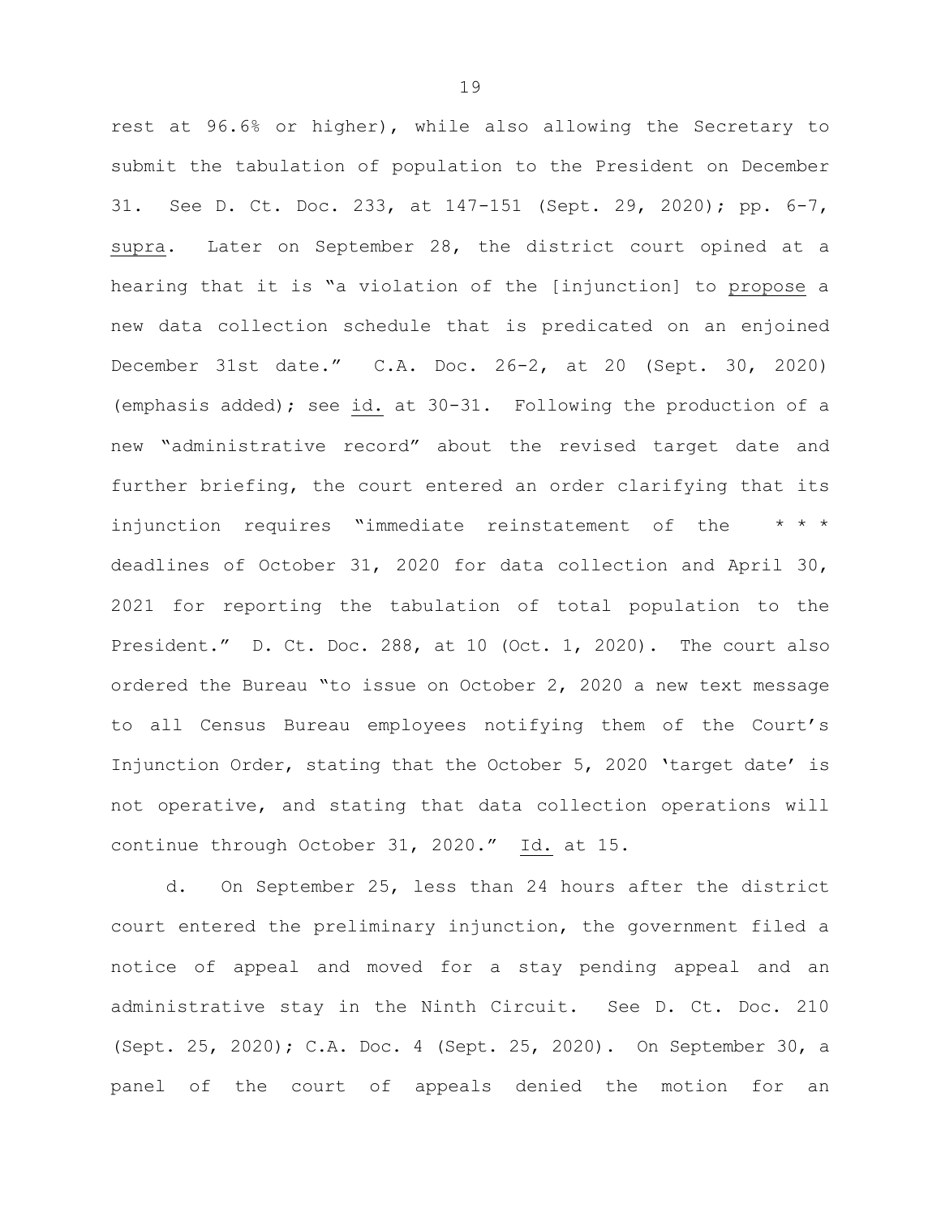rest at 96.6% or higher), while also allowing the Secretary to submit the tabulation of population to the President on December 31. See D. Ct. Doc. 233, at 147-151 (Sept. 29, 2020); pp. 6-7, _supra_. Later on September 28, the district court opined at a hearing that it is "a violation of the [injunction] to _propose_ a new data collection schedule that is predicated on an enjoined December 31st date." C.A. Doc. 26-2, at 20 (Sept. 30, 2020) (emphasis added); see _id._ at 30-31. Following the production of a new "administrative record" about the revised target date and further briefing, the court entered an order clarifying that its injunction requires "immediate reinstatement of the * * * deadlines of October 31, 2020 for data collection and April 30, 2021 for reporting the tabulation of total population to the President." D. Ct. Doc. 288, at 10 (Oct. 1, 2020). The court also ordered the Bureau "to issue on October 2, 2020 a new text message to all Census Bureau employees notifying them of the Court's Injunction Order, stating that the October 5, 2020 'target date' is not operative, and stating that data collection operations will continue through October 31, 2020." _Id._ at 15.

d. On September 25, less than 24 hours after the district court entered the preliminary injunction, the government filed a notice of appeal and moved for a stay pending appeal and an administrative stay in the Ninth Circuit. See D. Ct. Doc. 210 (Sept. 25, 2020); C.A. Doc. 4 (Sept. 25, 2020). On September 30, a panel of the court of appeals denied the motion for an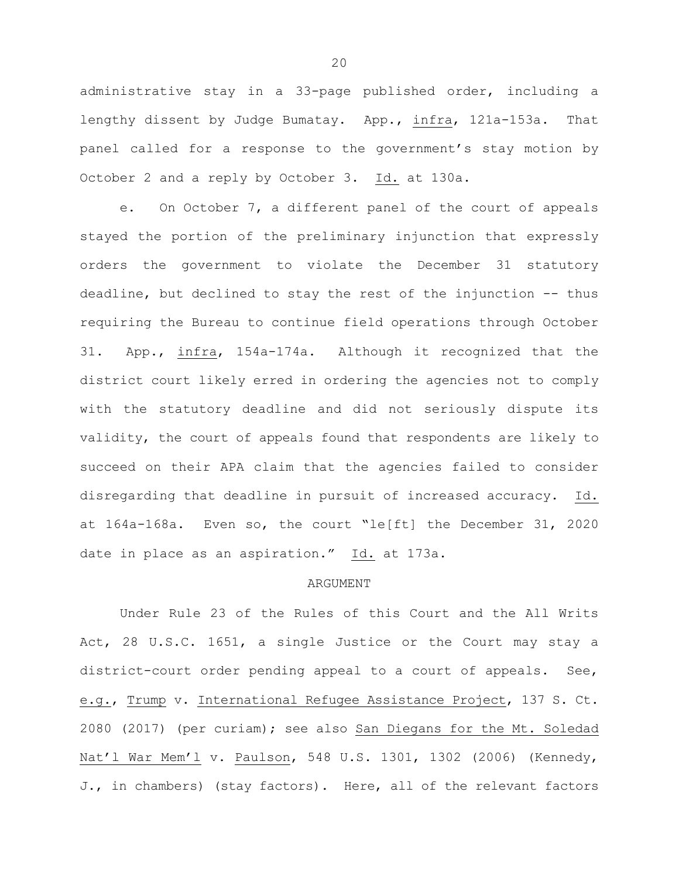administrative stay in a 33-page published order, including a lengthy dissent by Judge Bumatay. App., _infra_, 121a-153a. That panel called for a response to the government's stay motion by October 2 and a reply by October 3. _Id._ at 130a.

e. On October 7, a different panel of the court of appeals stayed the portion of the preliminary injunction that expressly orders the government to violate the December 31 statutory deadline, but declined to stay the rest of the injunction -- thus requiring the Bureau to continue field operations through October 31. App., _infra_, 154a-174a. Although it recognized that the district court likely erred in ordering the agencies not to comply with the statutory deadline and did not seriously dispute its validity, the court of appeals found that respondents are likely to succeed on their APA claim that the agencies failed to consider disregarding that deadline in pursuit of increased accuracy. _Id._ at 164a-168a. Even so, the court "le[ft] the December 31, 2020 date in place as an aspiration." _Id._ at 173a.

ARGUMENT

Under Rule 23 of the Rules of this Court and the All Writs Act, 28 U.S.C. 1651, a single Justice or the Court may stay a district-court order pending appeal to a court of appeals. See, _e.g._, _Trump_ v. _International Refugee Assistance Project_, 137 S. Ct. 2080 (2017) (per curiam); see also _San Diegans for the Mt. Soledad Nat'l War Mem'l_ v. _Paulson_, 548 U.S. 1301, 1302 (2006) (Kennedy, J., in chambers) (stay factors). Here, all of the relevant factors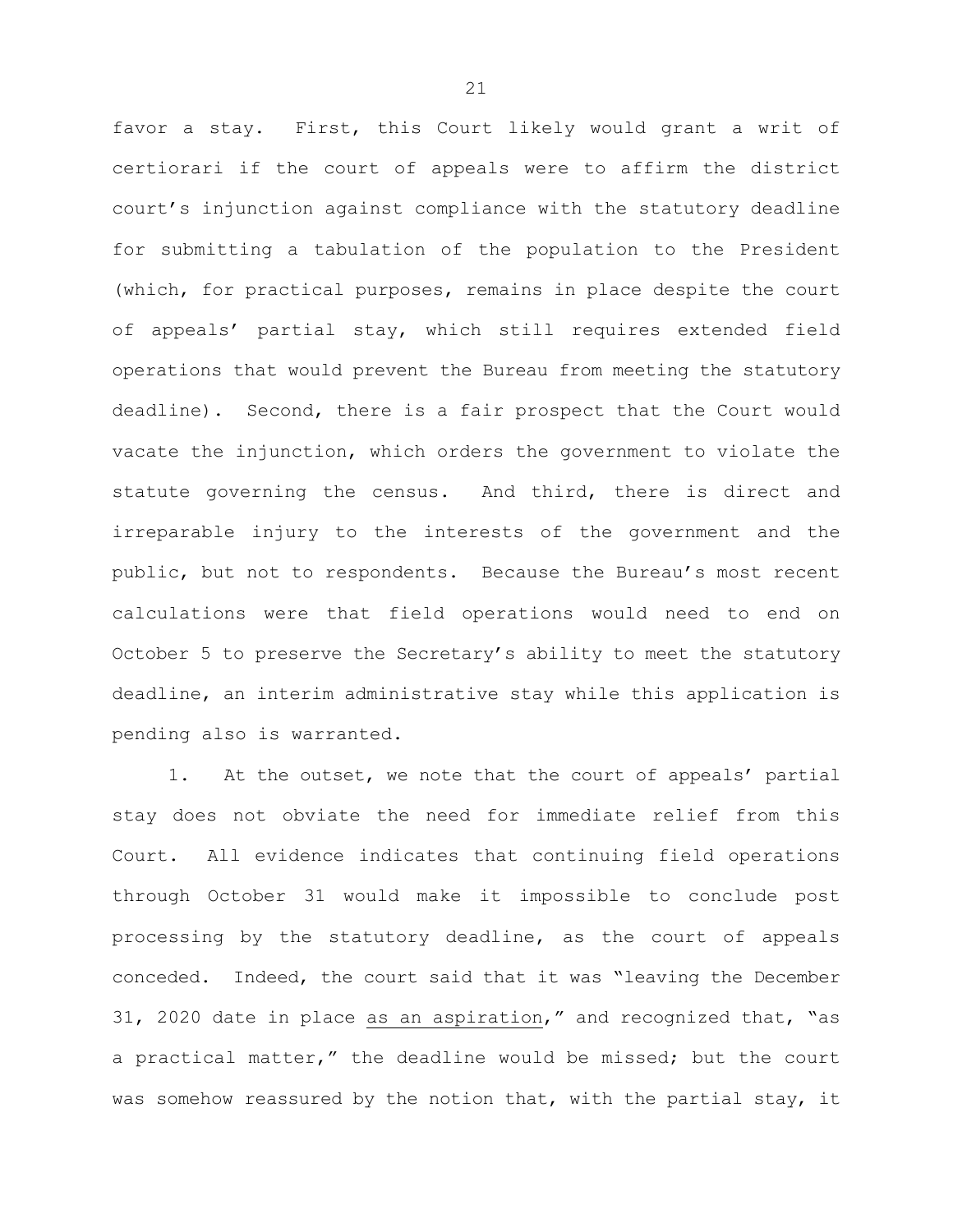favor a stay. First, this Court likely would grant a writ of certiorari if the court of appeals were to affirm the district court's injunction against compliance with the statutory deadline for submitting a tabulation of the population to the President (which, for practical purposes, remains in place despite the court of appeals' partial stay, which still requires extended field operations that would prevent the Bureau from meeting the statutory deadline). Second, there is a fair prospect that the Court would vacate the injunction, which orders the government to violate the statute governing the census. And third, there is direct and irreparable injury to the interests of the government and the public, but not to respondents. Because the Bureau's most recent calculations were that field operations would need to end on October 5 to preserve the Secretary's ability to meet the statutory deadline, an interim administrative stay while this application is pending also is warranted.

1. At the outset, we note that the court of appeals' partial stay does not obviate the need for immediate relief from this Court. All evidence indicates that continuing field operations through October 31 would make it impossible to conclude post processing by the statutory deadline, as the court of appeals conceded. Indeed, the court said that it was "leaving the December 31, 2020 date in place <u>as an aspiration</u>," and recognized that, "as a practical matter," the deadline would be missed; but the court was somehow reassured by the notion that, with the partial stay, it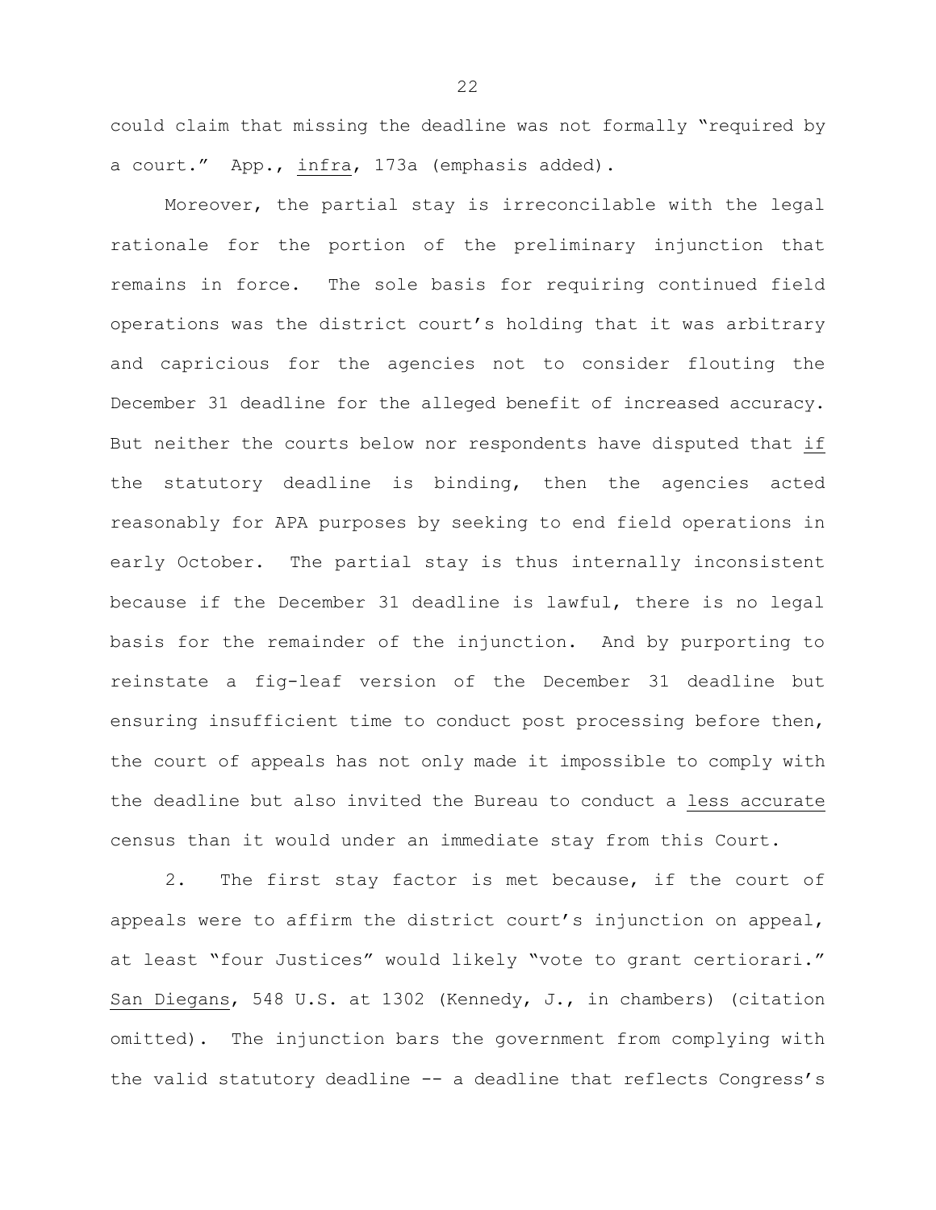could claim that missing the deadline was not formally "required by a court." App., _infra_, 173a (emphasis added).

Moreover, the partial stay is irreconcilable with the legal rationale for the portion of the preliminary injunction that remains in force. The sole basis for requiring continued field operations was the district court's holding that it was arbitrary and capricious for the agencies not to consider flouting the December 31 deadline for the alleged benefit of increased accuracy. But neither the courts below nor respondents have disputed that _if_ the statutory deadline is binding, then the agencies acted reasonably for APA purposes by seeking to end field operations in early October. The partial stay is thus internally inconsistent because if the December 31 deadline is lawful, there is no legal basis for the remainder of the injunction. And by purporting to reinstate a fig-leaf version of the December 31 deadline but ensuring insufficient time to conduct post processing before then, the court of appeals has not only made it impossible to comply with the deadline but also invited the Bureau to conduct a _less accurate_ census than it would under an immediate stay from this Court.

2. The first stay factor is met because, if the court of appeals were to affirm the district court's injunction on appeal, at least "four Justices" would likely "vote to grant certiorari." _San Diegans_, 548 U.S. at 1302 (Kennedy, J., in chambers) (citation omitted). The injunction bars the government from complying with the valid statutory deadline -- a deadline that reflects Congress's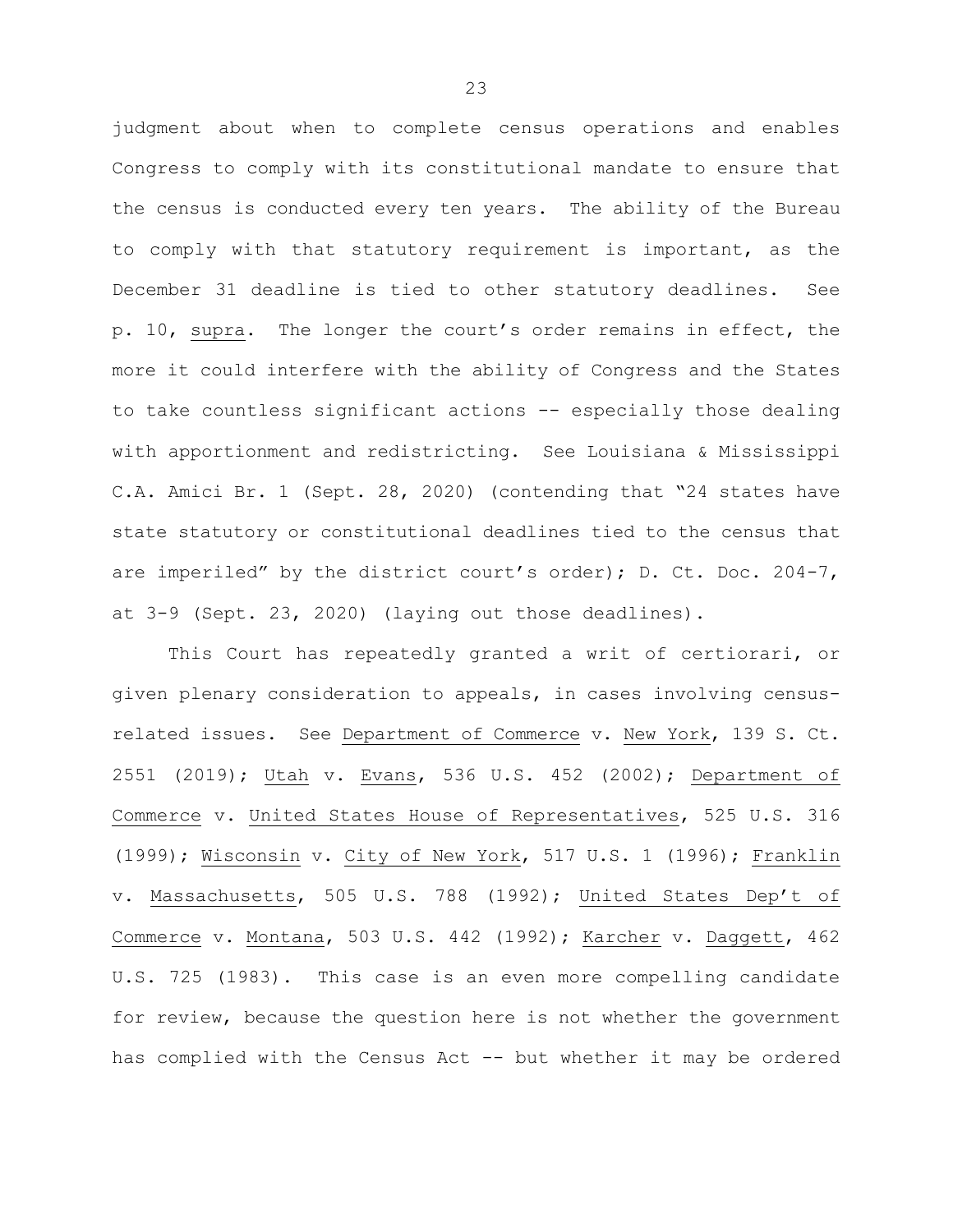judgment about when to complete census operations and enables Congress to comply with its constitutional mandate to ensure that the census is conducted every ten years. The ability of the Bureau to comply with that statutory requirement is important, as the December 31 deadline is tied to other statutory deadlines. See p. 10, supra. The longer the court's order remains in effect, the more it could interfere with the ability of Congress and the States to take countless significant actions -- especially those dealing with apportionment and redistricting. See Louisiana & Mississippi C.A. Amici Br. 1 (Sept. 28, 2020) (contending that "24 states have state statutory or constitutional deadlines tied to the census that are imperiled" by the district court's order); D. Ct. Doc. 204-7, at 3-9 (Sept. 23, 2020) (laying out those deadlines).

This Court has repeatedly granted a writ of certiorari, or given plenary consideration to appeals, in cases involving census-related issues. See Department of Commerce v. New York, 139 S. Ct. 2551 (2019); Utah v. Evans, 536 U.S. 452 (2002); Department of Commerce v. United States House of Representatives, 525 U.S. 316 (1999); Wisconsin v. City of New York, 517 U.S. 1 (1996); Franklin v. Massachusetts, 505 U.S. 788 (1992); United States Dep't of Commerce v. Montana, 503 U.S. 442 (1992); Karcher v. Daggett, 462 U.S. 725 (1983). This case is an even more compelling candidate for review, because the question here is not whether the government has complied with the Census Act -- but whether it may be ordered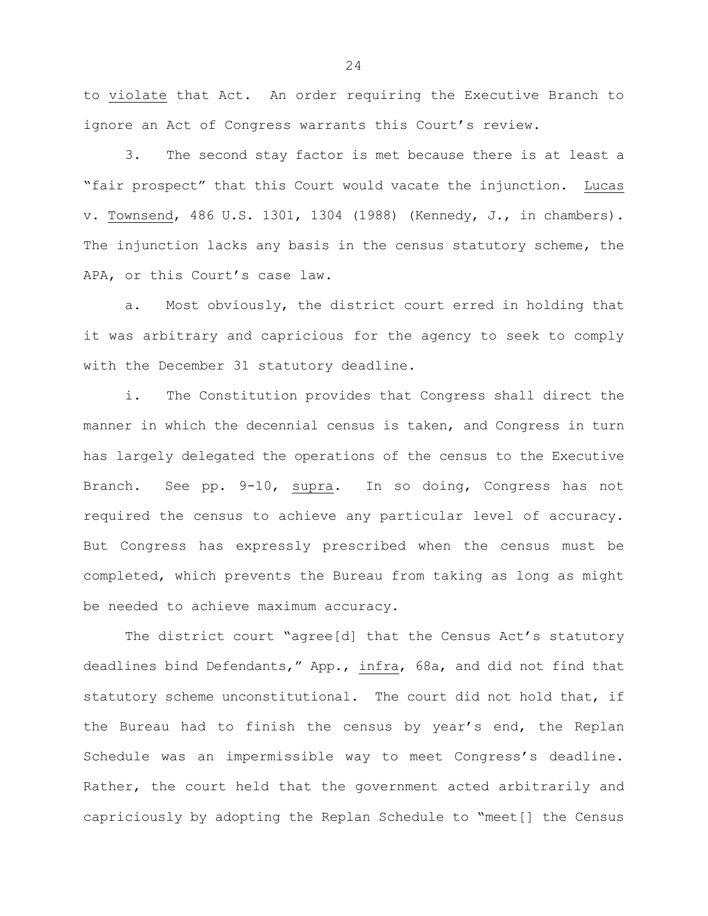to violate that Act. An order requiring the Executive Branch to ignore an Act of Congress warrants this Court's review.

3. The second stay factor is met because there is at least a "fair prospect" that this Court would vacate the injunction. Lucas v. Townsend, 486 U.S. 1301, 1304 (1988) (Kennedy, J., in chambers). The injunction lacks any basis in the census statutory scheme, the APA, or this Court's case law.

a. Most obviously, the district court erred in holding that it was arbitrary and capricious for the agency to seek to comply with the December 31 statutory deadline.

i. The Constitution provides that Congress shall direct the manner in which the decennial census is taken, and Congress in turn has largely delegated the operations of the census to the Executive Branch. See pp. 9-10, supra. In so doing, Congress has not required the census to achieve any particular level of accuracy. But Congress has expressly prescribed when the census must be completed, which prevents the Bureau from taking as long as might be needed to achieve maximum accuracy.

The district court "agree[d] that the Census Act's statutory deadlines bind Defendants," App., infra, 68a, and did not find that statutory scheme unconstitutional. The court did not hold that, if the Bureau had to finish the census by year's end, the Replan Schedule was an impermissible way to meet Congress's deadline. Rather, the court held that the government acted arbitrarily and capriciously by adopting the Replan Schedule to "meet[] the Census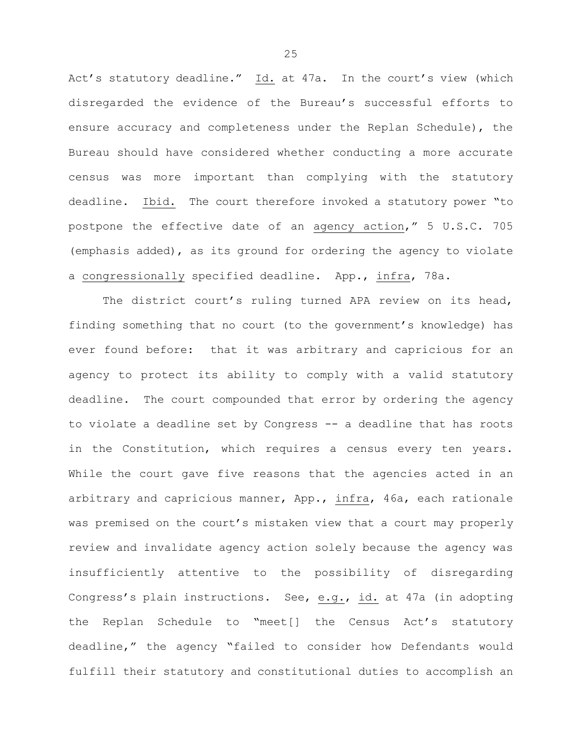Act's statutory deadline." Id. at 47a. In the court's view (which disregarded the evidence of the Bureau's successful efforts to ensure accuracy and completeness under the Replan Schedule), the Bureau should have considered whether conducting a more accurate census was more important than complying with the statutory deadline. Ibid. The court therefore invoked a statutory power "to postpone the effective date of an agency action," 5 U.S.C. 705 (emphasis added), as its ground for ordering the agency to violate a congressionally specified deadline. App., infra, 78a.

The district court's ruling turned APA review on its head, finding something that no court (to the government's knowledge) has ever found before: that it was arbitrary and capricious for an agency to protect its ability to comply with a valid statutory deadline. The court compounded that error by ordering the agency to violate a deadline set by Congress -- a deadline that has roots in the Constitution, which requires a census every ten years. While the court gave five reasons that the agencies acted in an arbitrary and capricious manner, App., infra, 46a, each rationale was premised on the court's mistaken view that a court may properly review and invalidate agency action solely because the agency was insufficiently attentive to the possibility of disregarding Congress's plain instructions. See, e.g., id. at 47a (in adopting the Replan Schedule to "meet[] the Census Act's statutory deadline," the agency "failed to consider how Defendants would fulfill their statutory and constitutional duties to accomplish an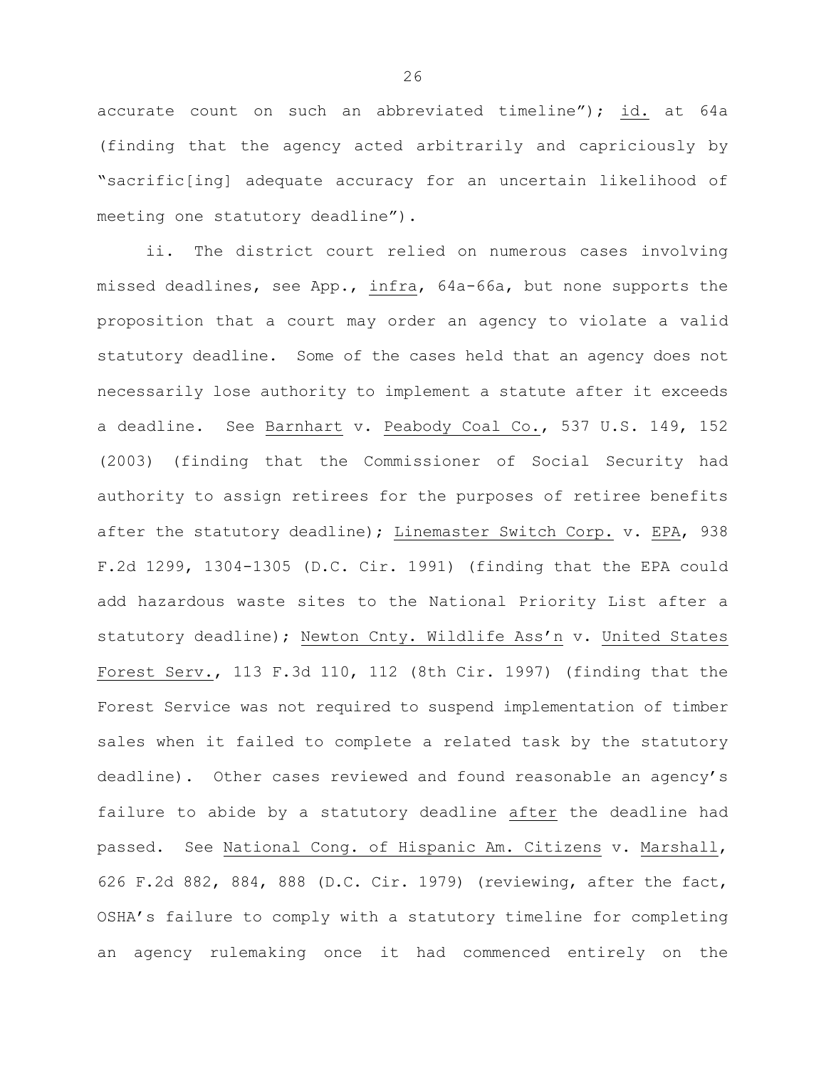accurate count on such an abbreviated timeline"); id. at 64a (finding that the agency acted arbitrarily and capriciously by "sacrific[ing] adequate accuracy for an uncertain likelihood of meeting one statutory deadline").

ii. The district court relied on numerous cases involving missed deadlines, see App., infra, 64a-66a, but none supports the proposition that a court may order an agency to violate a valid statutory deadline. Some of the cases held that an agency does not necessarily lose authority to implement a statute after it exceeds a deadline. See Barnhart v. Peabody Coal Co., 537 U.S. 149, 152 (2003) (finding that the Commissioner of Social Security had authority to assign retirees for the purposes of retiree benefits after the statutory deadline); Linemaster Switch Corp. v. EPA, 938 F.2d 1299, 1304-1305 (D.C. Cir. 1991) (finding that the EPA could add hazardous waste sites to the National Priority List after a statutory deadline); Newton Cnty. Wildlife Ass'n v. United States Forest Serv., 113 F.3d 110, 112 (8th Cir. 1997) (finding that the Forest Service was not required to suspend implementation of timber sales when it failed to complete a related task by the statutory deadline). Other cases reviewed and found reasonable an agency's failure to abide by a statutory deadline after the deadline had passed. See National Cong. of Hispanic Am. Citizens v. Marshall, 626 F.2d 882, 884, 888 (D.C. Cir. 1979) (reviewing, after the fact, OSHA's failure to comply with a statutory timeline for completing an agency rulemaking once it had commenced entirely on the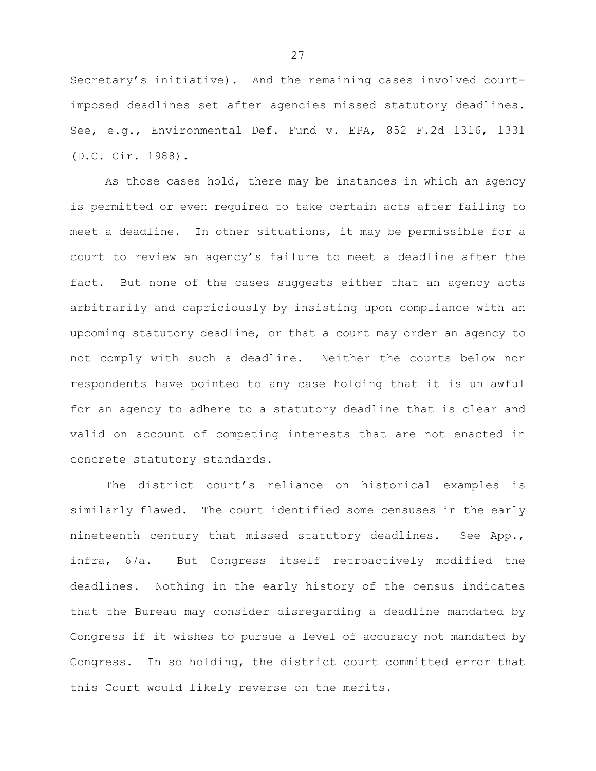Secretary's initiative). And the remaining cases involved court-imposed deadlines set after agencies missed statutory deadlines. See, e.g., Environmental Def. Fund v. EPA, 852 F.2d 1316, 1331 (D.C. Cir. 1988).

As those cases hold, there may be instances in which an agency is permitted or even required to take certain acts after failing to meet a deadline. In other situations, it may be permissible for a court to review an agency's failure to meet a deadline after the fact. But none of the cases suggests either that an agency acts arbitrarily and capriciously by insisting upon compliance with an upcoming statutory deadline, or that a court may order an agency to not comply with such a deadline. Neither the courts below nor respondents have pointed to any case holding that it is unlawful for an agency to adhere to a statutory deadline that is clear and valid on account of competing interests that are not enacted in concrete statutory standards.

The district court's reliance on historical examples is similarly flawed. The court identified some censuses in the early nineteenth century that missed statutory deadlines. See App., infra, 67a. But Congress itself retroactively modified the deadlines. Nothing in the early history of the census indicates that the Bureau may consider disregarding a deadline mandated by Congress if it wishes to pursue a level of accuracy not mandated by Congress. In so holding, the district court committed error that this Court would likely reverse on the merits.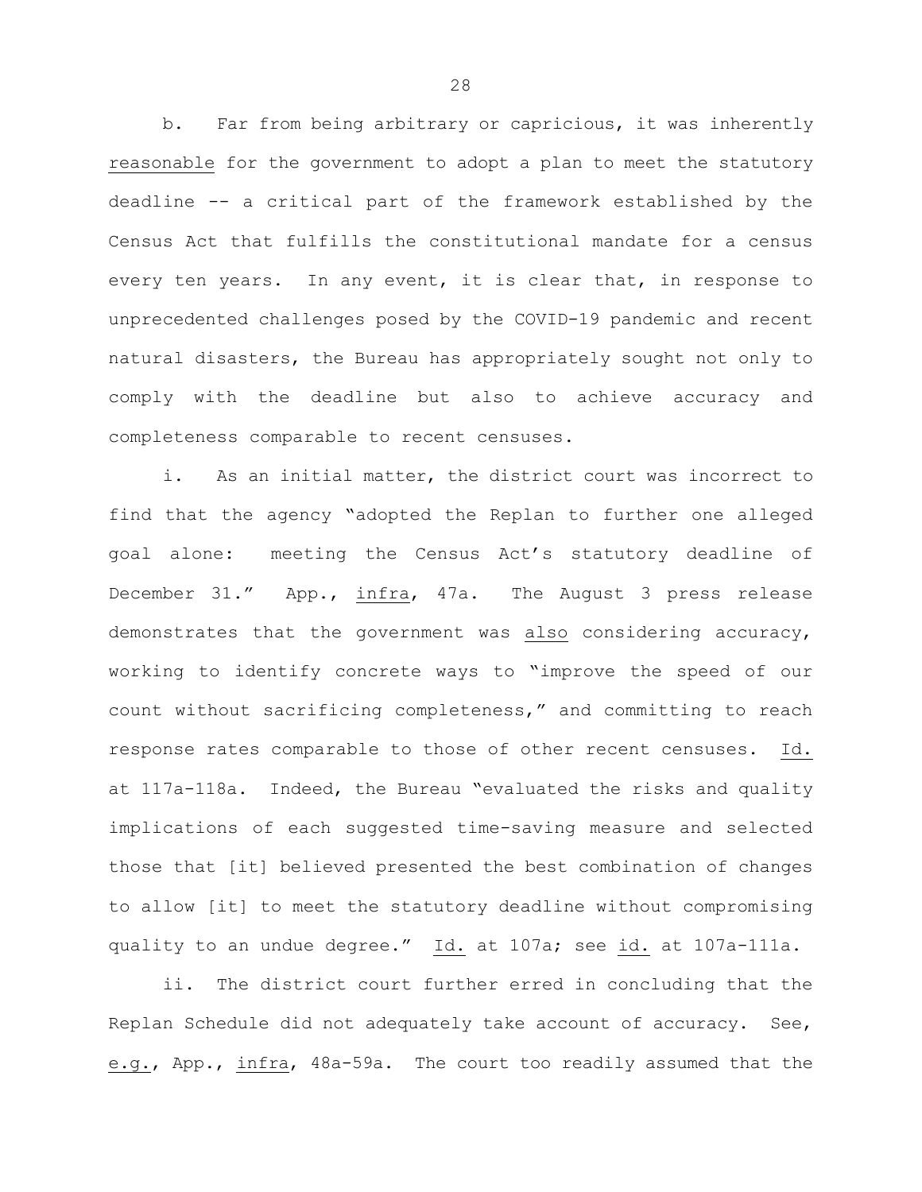b. Far from being arbitrary or capricious, it was inherently _reasonable_ for the government to adopt a plan to meet the statutory deadline -- a critical part of the framework established by the Census Act that fulfills the constitutional mandate for a census every ten years. In any event, it is clear that, in response to unprecedented challenges posed by the COVID-19 pandemic and recent natural disasters, the Bureau has appropriately sought not only to comply with the deadline but also to achieve accuracy and completeness comparable to recent censuses.

i. As an initial matter, the district court was incorrect to find that the agency "adopted the Replan to further one alleged goal alone: meeting the Census Act's statutory deadline of December 31." App., _infra_, 47a. The August 3 press release demonstrates that the government was _also_ considering accuracy, working to identify concrete ways to "improve the speed of our count without sacrificing completeness," and committing to reach response rates comparable to those of other recent censuses. _Id._ at 117a-118a. Indeed, the Bureau "evaluated the risks and quality implications of each suggested time-saving measure and selected those that [it] believed presented the best combination of changes to allow [it] to meet the statutory deadline without compromising quality to an undue degree." _Id._ at 107a; see _id._ at 107a-111a.

ii. The district court further erred in concluding that the Replan Schedule did not adequately take account of accuracy. See, _e.g._, App., _infra_, 48a-59a. The court too readily assumed that the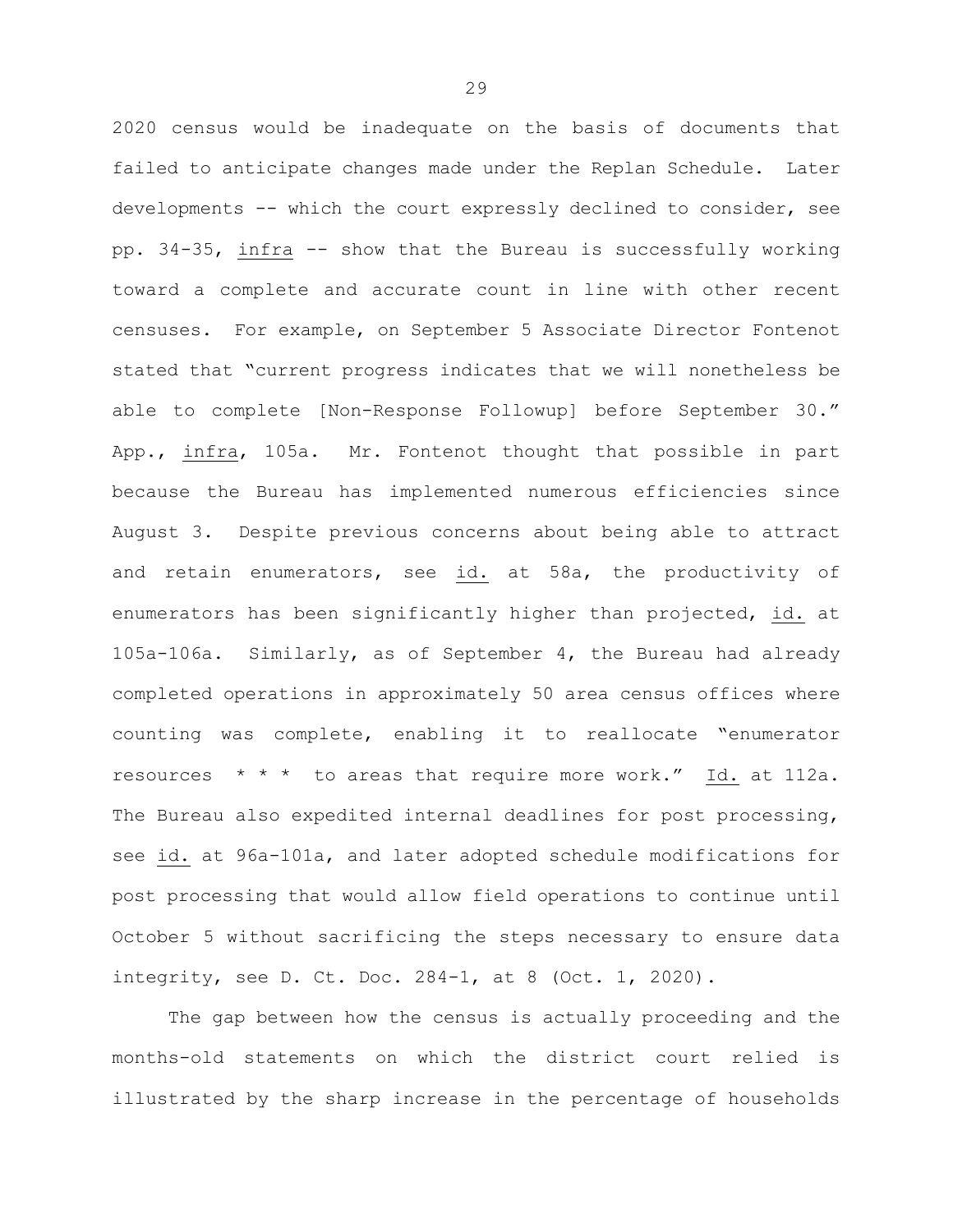2020 census would be inadequate on the basis of documents that failed to anticipate changes made under the Replan Schedule. Later developments -- which the court expressly declined to consider, see pp. 34-35, *infra* -- show that the Bureau is successfully working toward a complete and accurate count in line with other recent censuses. For example, on September 5 Associate Director Fontenot stated that "current progress indicates that we will nonetheless be able to complete [Non-Response Followup] before September 30." App., *infra*, 105a. Mr. Fontenot thought that possible in part because the Bureau has implemented numerous efficiencies since August 3. Despite previous concerns about being able to attract and retain enumerators, see *id.* at 58a, the productivity of enumerators has been significantly higher than projected, *id.* at 105a-106a. Similarly, as of September 4, the Bureau had already completed operations in approximately 50 area census offices where counting was complete, enabling it to reallocate "enumerator resources * * * to areas that require more work." *Id.* at 112a. The Bureau also expedited internal deadlines for post processing, see *id.* at 96a-101a, and later adopted schedule modifications for post processing that would allow field operations to continue until October 5 without sacrificing the steps necessary to ensure data integrity, see D. Ct. Doc. 284-1, at 8 (Oct. 1, 2020).

The gap between how the census is actually proceeding and the months-old statements on which the district court relied is illustrated by the sharp increase in the percentage of households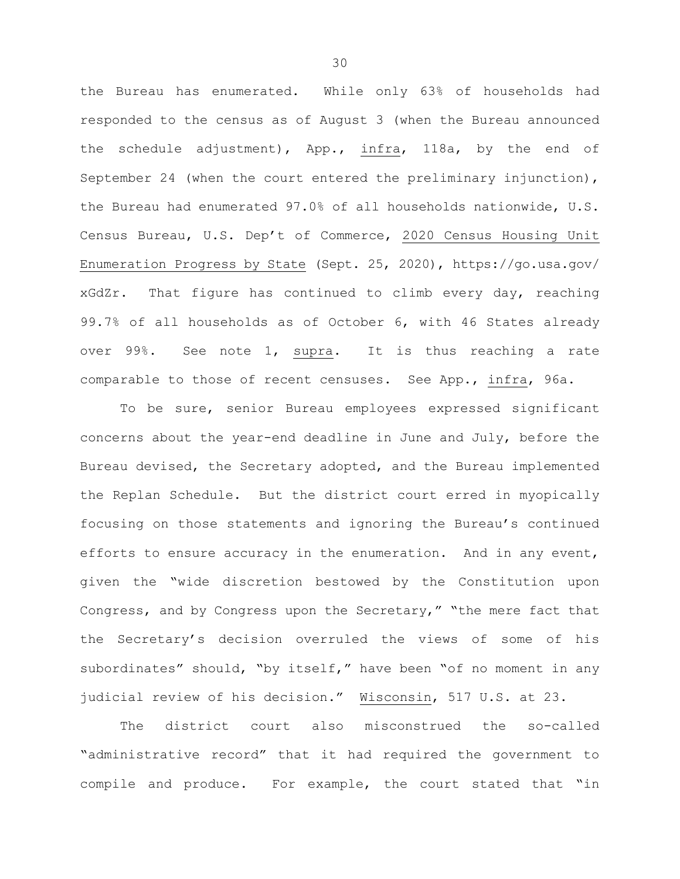the Bureau has enumerated. While only 63% of households had responded to the census as of August 3 (when the Bureau announced the schedule adjustment), App., _infra_, 118a, by the end of September 24 (when the court entered the preliminary injunction), the Bureau had enumerated 97.0% of all households nationwide, U.S. Census Bureau, U.S. Dep't of Commerce, _2020 Census Housing Unit Enumeration Progress by State_ (Sept. 25, 2020), https://go.usa.gov/xGdZr. That figure has continued to climb every day, reaching 99.7% of all households as of October 6, with 46 States already over 99%. See note 1, _supra_. It is thus reaching a rate comparable to those of recent censuses. See App., _infra_, 96a.

To be sure, senior Bureau employees expressed significant concerns about the year-end deadline in June and July, before the Bureau devised, the Secretary adopted, and the Bureau implemented the Replan Schedule. But the district court erred in myopically focusing on those statements and ignoring the Bureau's continued efforts to ensure accuracy in the enumeration. And in any event, given the "wide discretion bestowed by the Constitution upon Congress, and by Congress upon the Secretary," "the mere fact that the Secretary's decision overruled the views of some of his subordinates" should, "by itself," have been "of no moment in any judicial review of his decision." _Wisconsin_, 517 U.S. at 23.

The district court also misconstrued the so-called "administrative record" that it had required the government to compile and produce. For example, the court stated that "in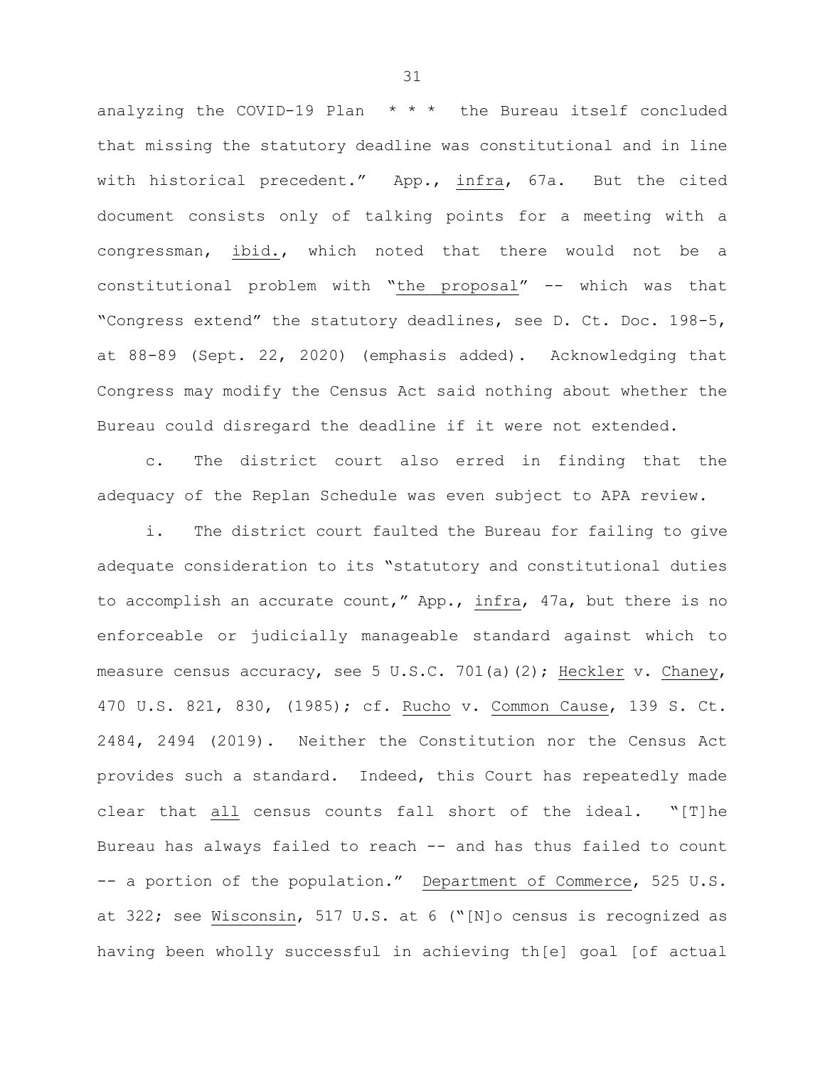analyzing the COVID-19 Plan * * * the Bureau itself concluded that missing the statutory deadline was constitutional and in line with historical precedent." App., infra, 67a. But the cited document consists only of talking points for a meeting with a congressman, ibid., which noted that there would not be a constitutional problem with "the proposal" -- which was that "Congress extend" the statutory deadlines, see D. Ct. Doc. 198-5, at 88-89 (Sept. 22, 2020) (emphasis added). Acknowledging that Congress may modify the Census Act said nothing about whether the Bureau could disregard the deadline if it were not extended.

c. The district court also erred in finding that the adequacy of the Replan Schedule was even subject to APA review.

i. The district court faulted the Bureau for failing to give adequate consideration to its "statutory and constitutional duties to accomplish an accurate count," App., infra, 47a, but there is no enforceable or judicially manageable standard against which to measure census accuracy, see 5 U.S.C. 701(a)(2); Heckler v. Chaney, 470 U.S. 821, 830, (1985); cf. Rucho v. Common Cause, 139 S. Ct. 2484, 2494 (2019). Neither the Constitution nor the Census Act provides such a standard. Indeed, this Court has repeatedly made clear that all census counts fall short of the ideal. "[T]he Bureau has always failed to reach -- and has thus failed to count -- a portion of the population." Department of Commerce, 525 U.S. at 322; see Wisconsin, 517 U.S. at 6 ("[N]o census is recognized as having been wholly successful in achieving th[e] goal [of actual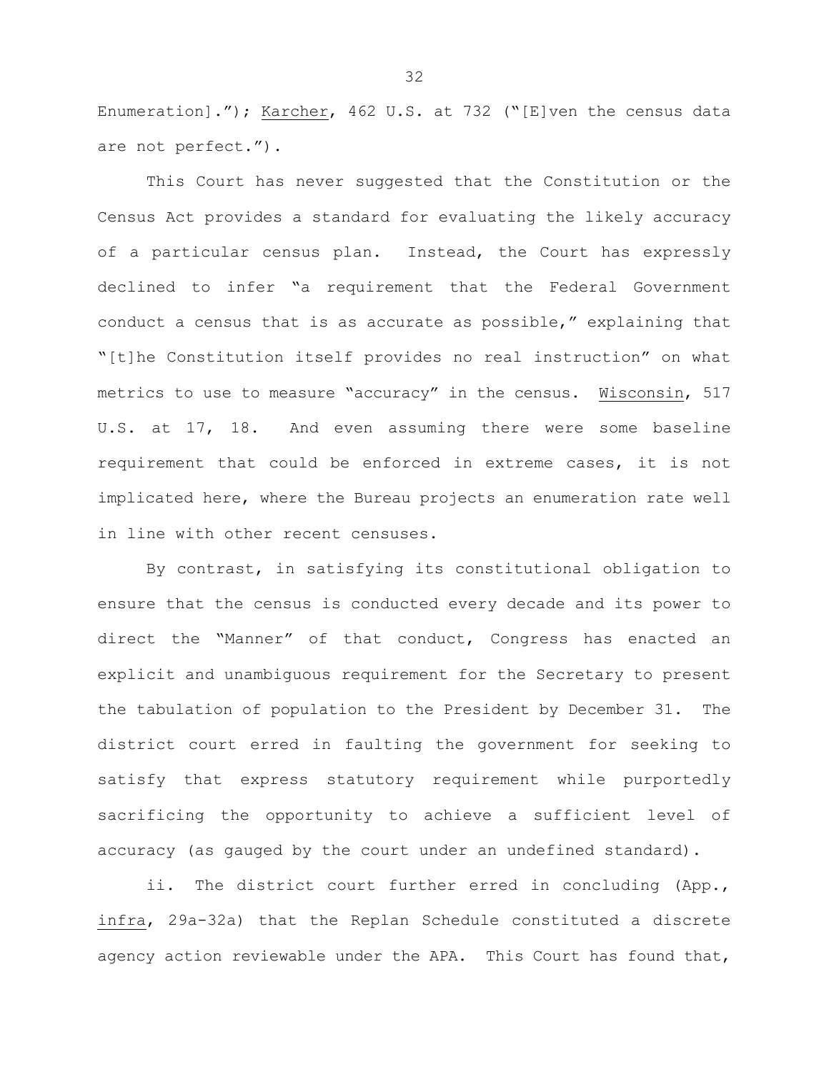Enumeration]."); Karcher, 462 U.S. at 732 ("[E]ven the census data are not perfect.").

This Court has never suggested that the Constitution or the Census Act provides a standard for evaluating the likely accuracy of a particular census plan. Instead, the Court has expressly declined to infer "a requirement that the Federal Government conduct a census that is as accurate as possible," explaining that "[t]he Constitution itself provides no real instruction" on what metrics to use to measure "accuracy" in the census. Wisconsin, 517 U.S. at 17, 18. And even assuming there were some baseline requirement that could be enforced in extreme cases, it is not implicated here, where the Bureau projects an enumeration rate well in line with other recent censuses.

By contrast, in satisfying its constitutional obligation to ensure that the census is conducted every decade and its power to direct the "Manner" of that conduct, Congress has enacted an explicit and unambiguous requirement for the Secretary to present the tabulation of population to the President by December 31. The district court erred in faulting the government for seeking to satisfy that express statutory requirement while purportedly sacrificing the opportunity to achieve a sufficient level of accuracy (as gauged by the court under an undefined standard).

ii. The district court further erred in concluding (App., infra, 29a-32a) that the Replan Schedule constituted a discrete agency action reviewable under the APA. This Court has found that,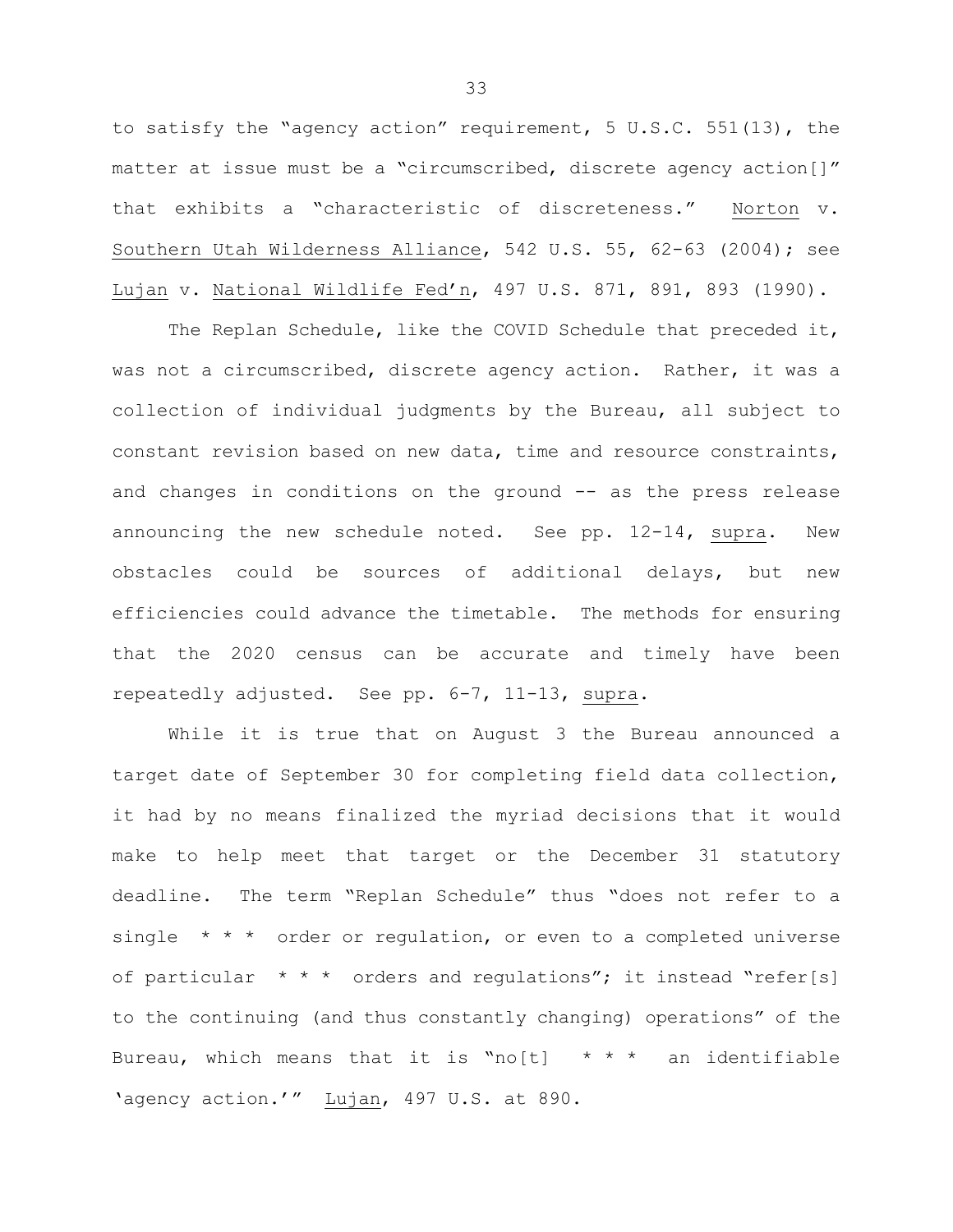to satisfy the "agency action" requirement, 5 U.S.C. 551(13), the matter at issue must be a "circumscribed, discrete agency action[]" that exhibits a "characteristic of discreteness." Norton v. Southern Utah Wilderness Alliance, 542 U.S. 55, 62-63 (2004); see Lujan v. National Wildlife Fed'n, 497 U.S. 871, 891, 893 (1990).

The Replan Schedule, like the COVID Schedule that preceded it, was not a circumscribed, discrete agency action. Rather, it was a collection of individual judgments by the Bureau, all subject to constant revision based on new data, time and resource constraints, and changes in conditions on the ground -- as the press release announcing the new schedule noted. See pp. 12-14, *supra*. New obstacles could be sources of additional delays, but new efficiencies could advance the timetable. The methods for ensuring that the 2020 census can be accurate and timely have been repeatedly adjusted. See pp. 6-7, 11-13, *supra*.

While it is true that on August 3 the Bureau announced a target date of September 30 for completing field data collection, it had by no means finalized the myriad decisions that it would make to help meet that target or the December 31 statutory deadline. The term "Replan Schedule" thus "does not refer to a single * * * order or regulation, or even to a completed universe of particular * * * orders and regulations"; it instead "refer[s] to the continuing (and thus constantly changing) operations" of the Bureau, which means that it is "no[t] * * * an identifiable 'agency action.'" Lujan, 497 U.S. at 890.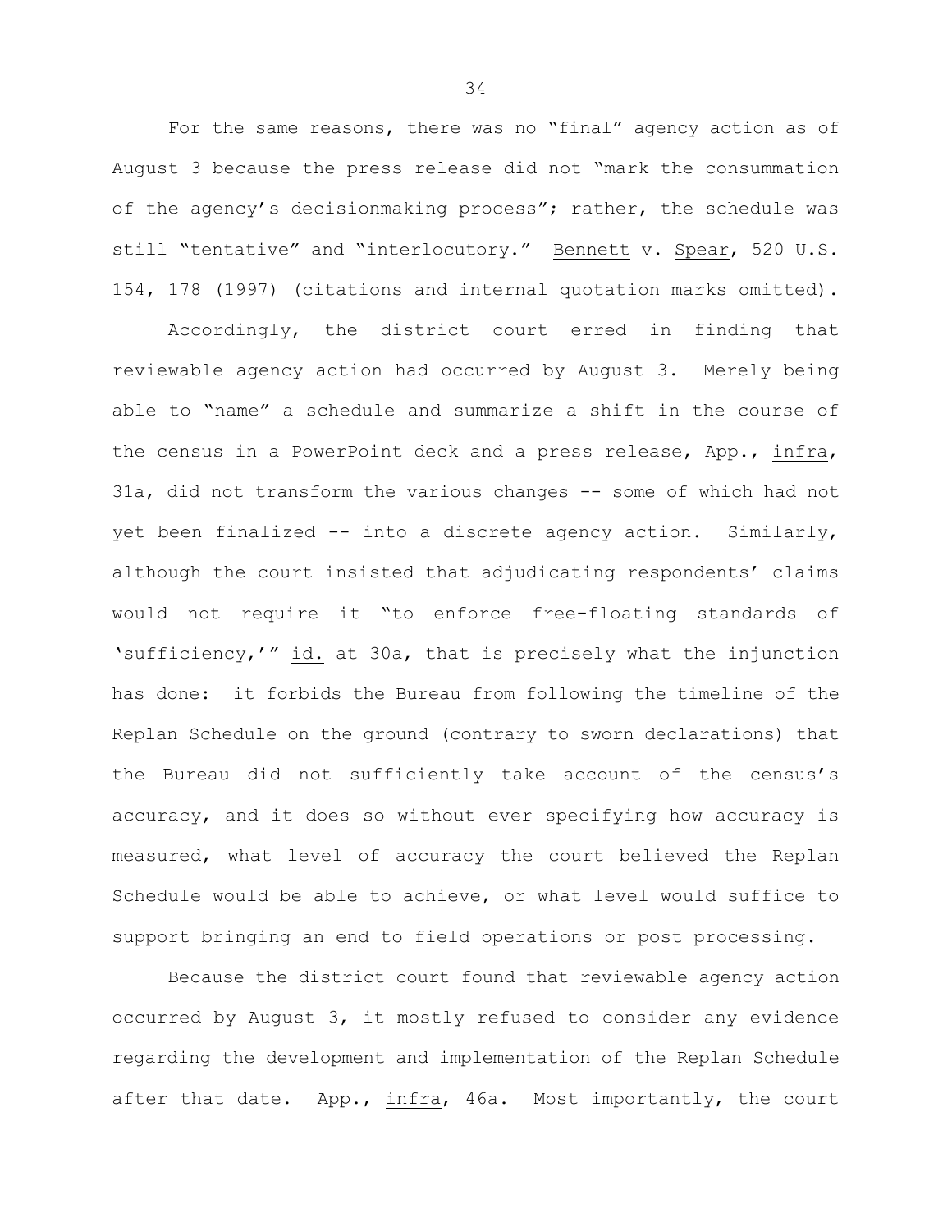For the same reasons, there was no "final" agency action as of August 3 because the press release did not "mark the consummation of the agency's decisionmaking process"; rather, the schedule was still "tentative" and "interlocutory." Bennett v. Spear, 520 U.S. 154, 178 (1997) (citations and internal quotation marks omitted).

Accordingly, the district court erred in finding that reviewable agency action had occurred by August 3. Merely being able to "name" a schedule and summarize a shift in the course of the census in a PowerPoint deck and a press release, App., infra, 31a, did not transform the various changes -- some of which had not yet been finalized -- into a discrete agency action. Similarly, although the court insisted that adjudicating respondents' claims would not require it "to enforce free-floating standards of 'sufficiency,'" id. at 30a, that is precisely what the injunction has done: it forbids the Bureau from following the timeline of the Replan Schedule on the ground (contrary to sworn declarations) that the Bureau did not sufficiently take account of the census's accuracy, and it does so without ever specifying how accuracy is measured, what level of accuracy the court believed the Replan Schedule would be able to achieve, or what level would suffice to support bringing an end to field operations or post processing.

Because the district court found that reviewable agency action occurred by August 3, it mostly refused to consider any evidence regarding the development and implementation of the Replan Schedule after that date. App., infra, 46a. Most importantly, the court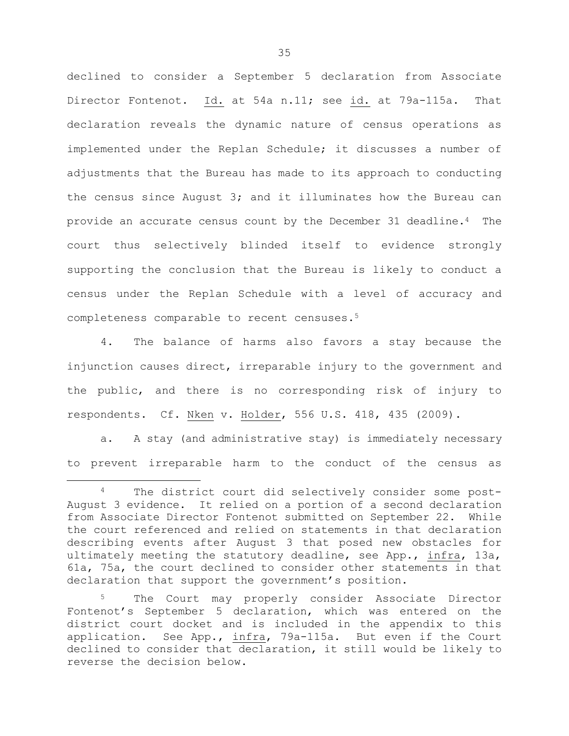declined to consider a September 5 declaration from Associate Director Fontenot. Id. at 54a n.11; see id. at 79a-115a. That declaration reveals the dynamic nature of census operations as implemented under the Replan Schedule; it discusses a number of adjustments that the Bureau has made to its approach to conducting the census since August 3; and it illuminates how the Bureau can provide an accurate census count by the December 31 deadline.[4] The court thus selectively blinded itself to evidence strongly supporting the conclusion that the Bureau is likely to conduct a census under the Replan Schedule with a level of accuracy and completeness comparable to recent censuses.[5]

4. The balance of harms also favors a stay because the injunction causes direct, irreparable injury to the government and the public, and there is no corresponding risk of injury to respondents. Cf. Nken v. Holder, 556 U.S. 418, 435 (2009).

a. A stay (and administrative stay) is immediately necessary to prevent irreparable harm to the conduct of the census as

---

[4] The district court did selectively consider some post-August 3 evidence. It relied on a portion of a second declaration from Associate Director Fontenot submitted on September 22. While the court referenced and relied on statements in that declaration describing events after August 3 that posed new obstacles for ultimately meeting the statutory deadline, see App., infra, 13a, 61a, 75a, the court declined to consider other statements in that declaration that support the government's position.

[5] The Court may properly consider Associate Director Fontenot's September 5 declaration, which was entered on the district court docket and is included in the appendix to this application. See App., infra, 79a-115a. But even if the Court declined to consider that declaration, it still would be likely to reverse the decision below.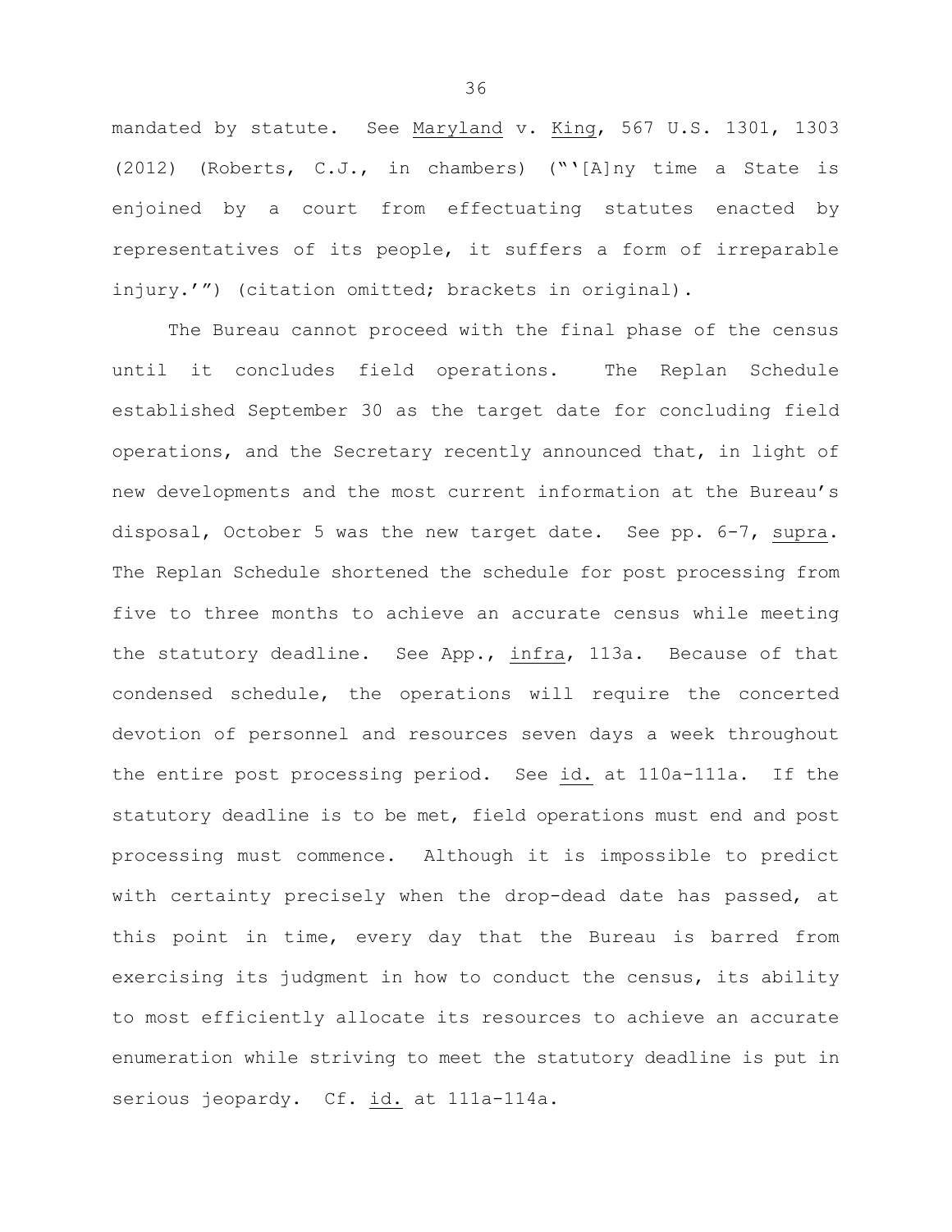mandated by statute. See *Maryland* v. *King*, 567 U.S. 1301, 1303 (2012) (Roberts, C.J., in chambers) ("'[A]ny time a State is enjoined by a court from effectuating statutes enacted by representatives of its people, it suffers a form of irreparable injury.'") (citation omitted; brackets in original).

The Bureau cannot proceed with the final phase of the census until it concludes field operations. The Replan Schedule established September 30 as the target date for concluding field operations, and the Secretary recently announced that, in light of new developments and the most current information at the Bureau's disposal, October 5 was the new target date. See pp. 6-7, *supra*. The Replan Schedule shortened the schedule for post processing from five to three months to achieve an accurate census while meeting the statutory deadline. See App., *infra*, 113a. Because of that condensed schedule, the operations will require the concerted devotion of personnel and resources seven days a week throughout the entire post processing period. See *id.* at 110a-111a. If the statutory deadline is to be met, field operations must end and post processing must commence. Although it is impossible to predict with certainty precisely when the drop-dead date has passed, at this point in time, every day that the Bureau is barred from exercising its judgment in how to conduct the census, its ability to most efficiently allocate its resources to achieve an accurate enumeration while striving to meet the statutory deadline is put in serious jeopardy. Cf. *id.* at 111a-114a.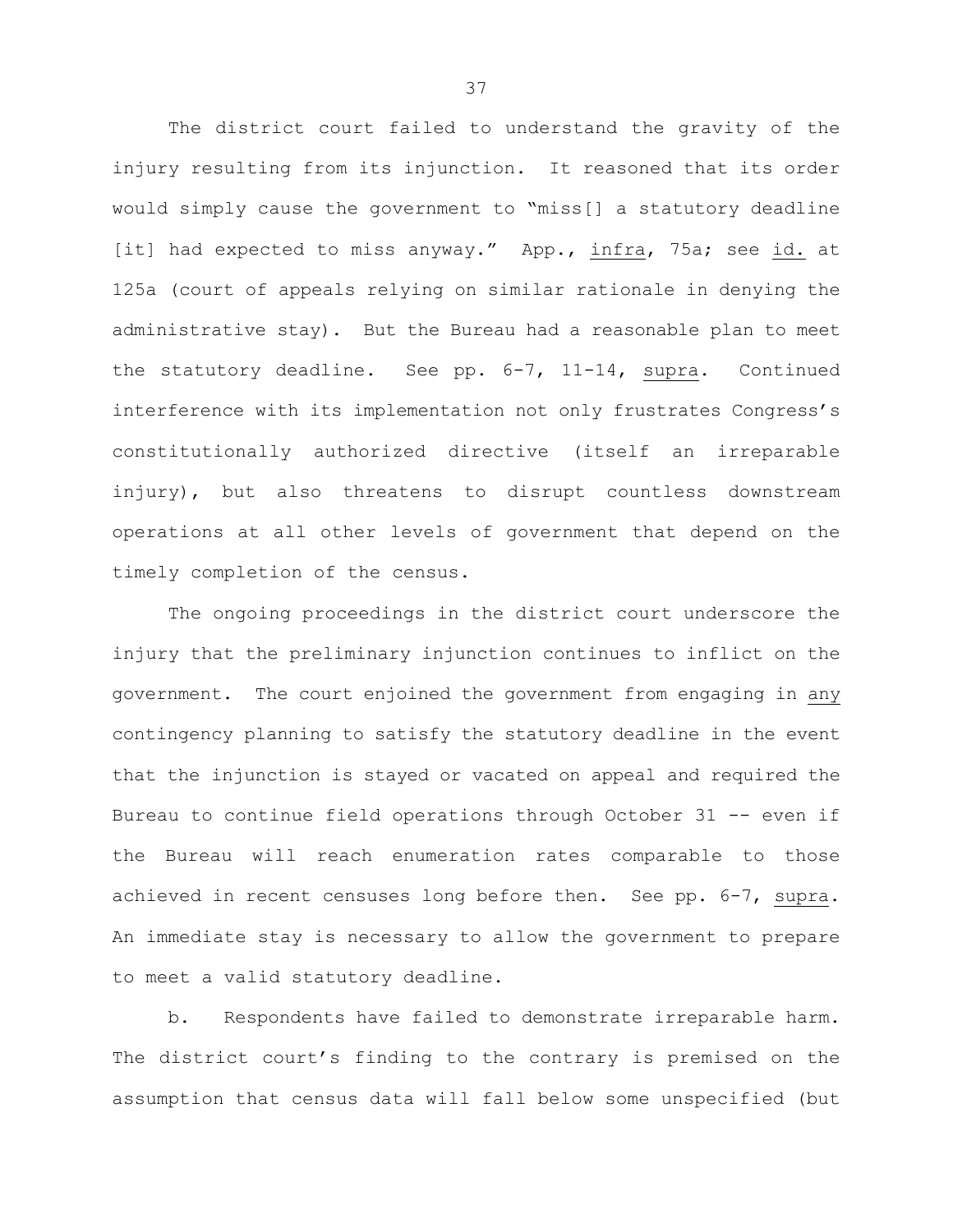The district court failed to understand the gravity of the injury resulting from its injunction. It reasoned that its order would simply cause the government to "miss[] a statutory deadline [it] had expected to miss anyway." App., _infra_, 75a; see _id._ at 125a (court of appeals relying on similar rationale in denying the administrative stay). But the Bureau had a reasonable plan to meet the statutory deadline. See pp. 6-7, 11-14, _supra_. Continued interference with its implementation not only frustrates Congress's constitutionally authorized directive (itself an irreparable injury), but also threatens to disrupt countless downstream operations at all other levels of government that depend on the timely completion of the census.

The ongoing proceedings in the district court underscore the injury that the preliminary injunction continues to inflict on the government. The court enjoined the government from engaging in _any_ contingency planning to satisfy the statutory deadline in the event that the injunction is stayed or vacated on appeal and required the Bureau to continue field operations through October 31 -- even if the Bureau will reach enumeration rates comparable to those achieved in recent censuses long before then. See pp. 6-7, _supra_. An immediate stay is necessary to allow the government to prepare to meet a valid statutory deadline.

b. Respondents have failed to demonstrate irreparable harm. The district court's finding to the contrary is premised on the assumption that census data will fall below some unspecified (but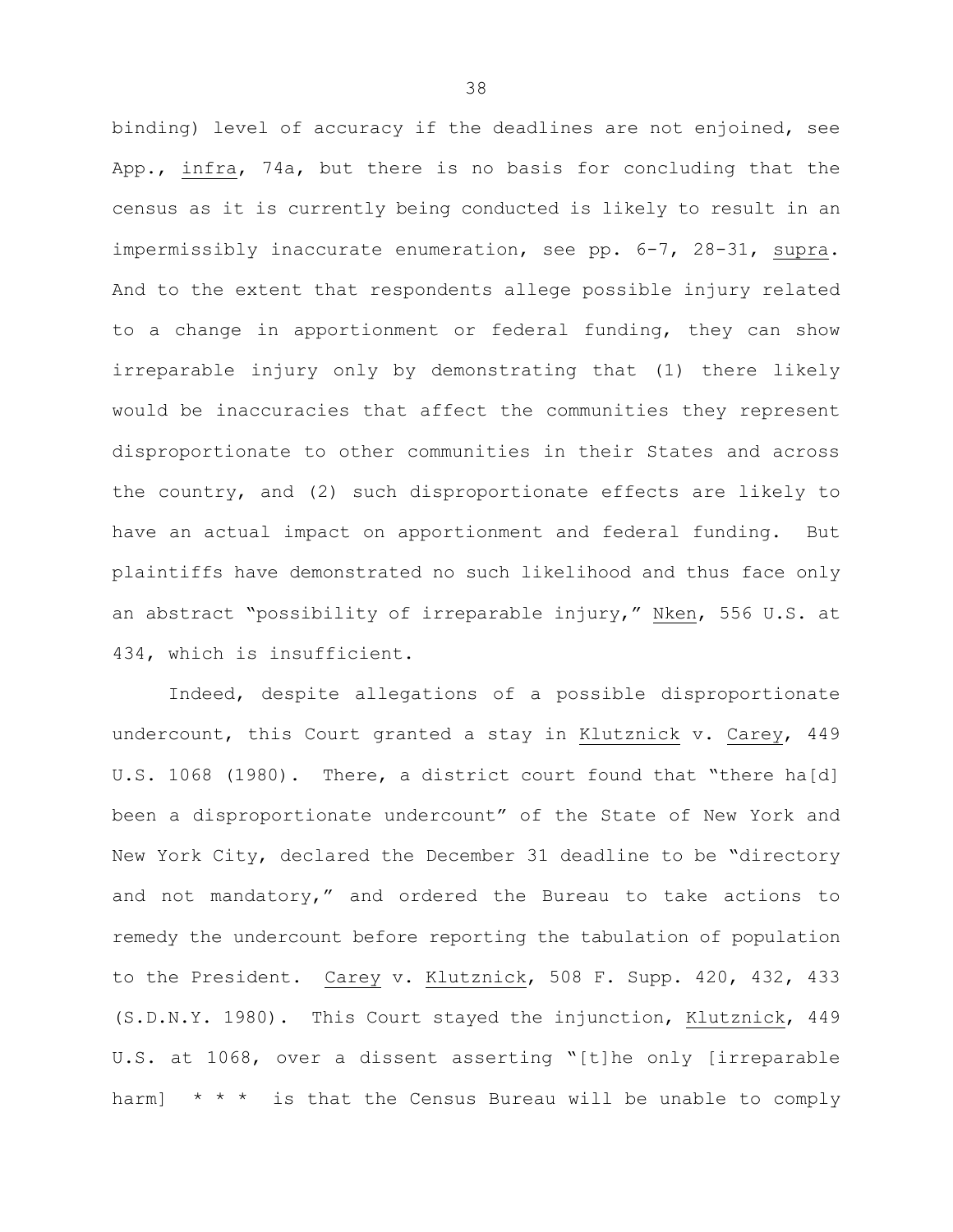binding) level of accuracy if the deadlines are not enjoined, see App., *infra*, 74a, but there is no basis for concluding that the census as it is currently being conducted is likely to result in an impermissibly inaccurate enumeration, see pp. 6-7, 28-31, *supra*. And to the extent that respondents allege possible injury related to a change in apportionment or federal funding, they can show irreparable injury only by demonstrating that (1) there likely would be inaccuracies that affect the communities they represent disproportionate to other communities in their States and across the country, and (2) such disproportionate effects are likely to have an actual impact on apportionment and federal funding. But plaintiffs have demonstrated no such likelihood and thus face only an abstract "possibility of irreparable injury," *Nken*, 556 U.S. at 434, which is insufficient.

Indeed, despite allegations of a possible disproportionate undercount, this Court granted a stay in *Klutznick* v. *Carey*, 449 U.S. 1068 (1980). There, a district court found that "there ha[d] been a disproportionate undercount" of the State of New York and New York City, declared the December 31 deadline to be "directory and not mandatory," and ordered the Bureau to take actions to remedy the undercount before reporting the tabulation of population to the President. *Carey* v. *Klutznick*, 508 F. Supp. 420, 432, 433 (S.D.N.Y. 1980). This Court stayed the injunction, *Klutznick*, 449 U.S. at 1068, over a dissent asserting "[t]he only [irreparable harm] * * * is that the Census Bureau will be unable to comply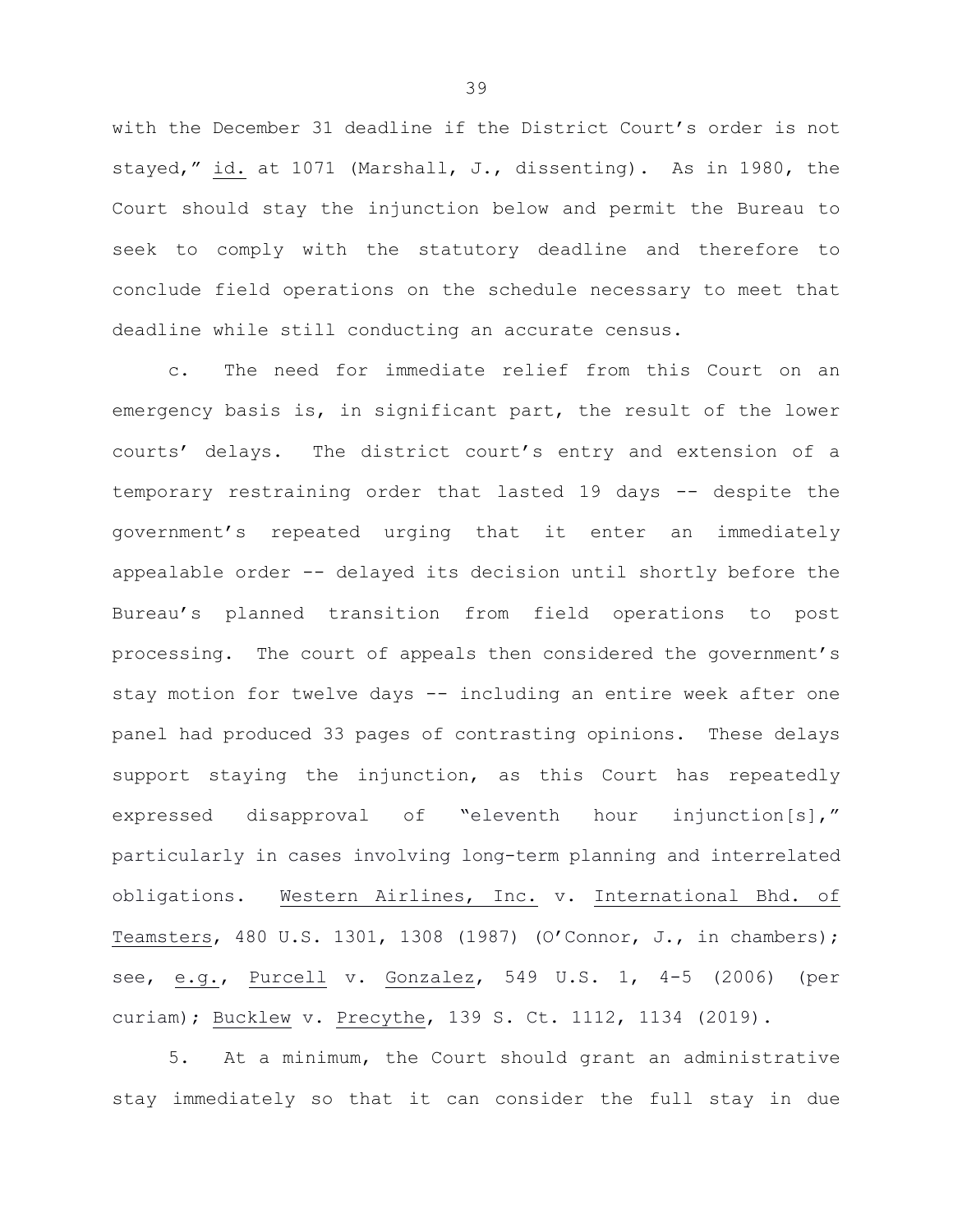with the December 31 deadline if the District Court's order is not stayed," id. at 1071 (Marshall, J., dissenting). As in 1980, the Court should stay the injunction below and permit the Bureau to seek to comply with the statutory deadline and therefore to conclude field operations on the schedule necessary to meet that deadline while still conducting an accurate census.

c. The need for immediate relief from this Court on an emergency basis is, in significant part, the result of the lower courts' delays. The district court's entry and extension of a temporary restraining order that lasted 19 days -- despite the government's repeated urging that it enter an immediately appealable order -- delayed its decision until shortly before the Bureau's planned transition from field operations to post processing. The court of appeals then considered the government's stay motion for twelve days -- including an entire week after one panel had produced 33 pages of contrasting opinions. These delays support staying the injunction, as this Court has repeatedly expressed disapproval of "eleventh hour injunction[s]," particularly in cases involving long-term planning and interrelated obligations. Western Airlines, Inc. v. International Bhd. of Teamsters, 480 U.S. 1301, 1308 (1987) (O'Connor, J., in chambers); see, e.g., Purcell v. Gonzalez, 549 U.S. 1, 4-5 (2006) (per curiam); Bucklew v. Precythe, 139 S. Ct. 1112, 1134 (2019).

5. At a minimum, the Court should grant an administrative stay immediately so that it can consider the full stay in due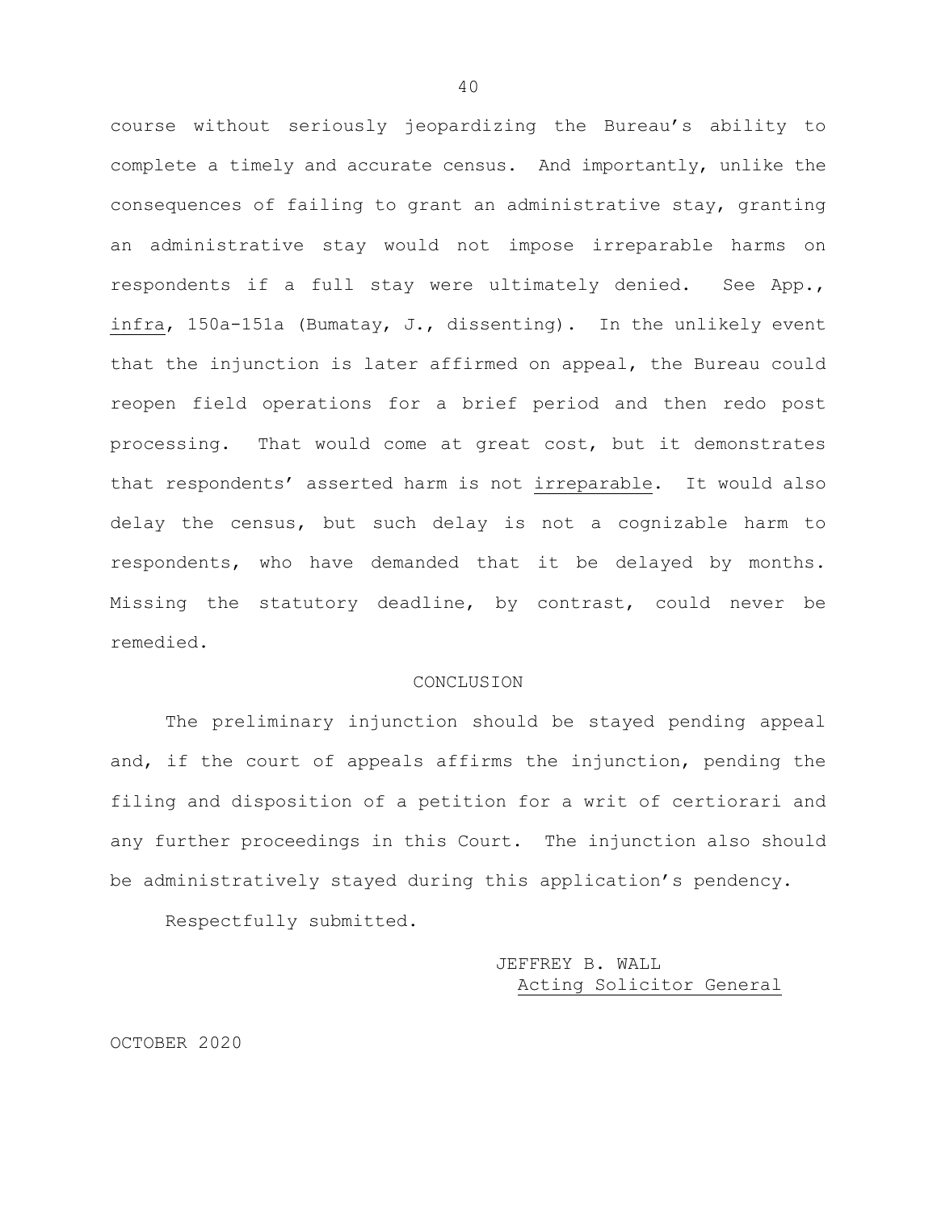course without seriously jeopardizing the Bureau's ability to complete a timely and accurate census. And importantly, unlike the consequences of failing to grant an administrative stay, granting an administrative stay would not impose irreparable harms on respondents if a full stay were ultimately denied. See App., infra, 150a-151a (Bumatay, J., dissenting). In the unlikely event that the injunction is later affirmed on appeal, the Bureau could reopen field operations for a brief period and then redo post processing. That would come at great cost, but it demonstrates that respondents' asserted harm is not irreparable. It would also delay the census, but such delay is not a cognizable harm to respondents, who have demanded that it be delayed by months. Missing the statutory deadline, by contrast, could never be remedied.

## CONCLUSION

The preliminary injunction should be stayed pending appeal and, if the court of appeals affirms the injunction, pending the filing and disposition of a petition for a writ of certiorari and any further proceedings in this Court. The injunction also should be administratively stayed during this application's pendency.

Respectfully submitted.

JEFFREY B. WALL
Acting Solicitor General

OCTOBER 2020